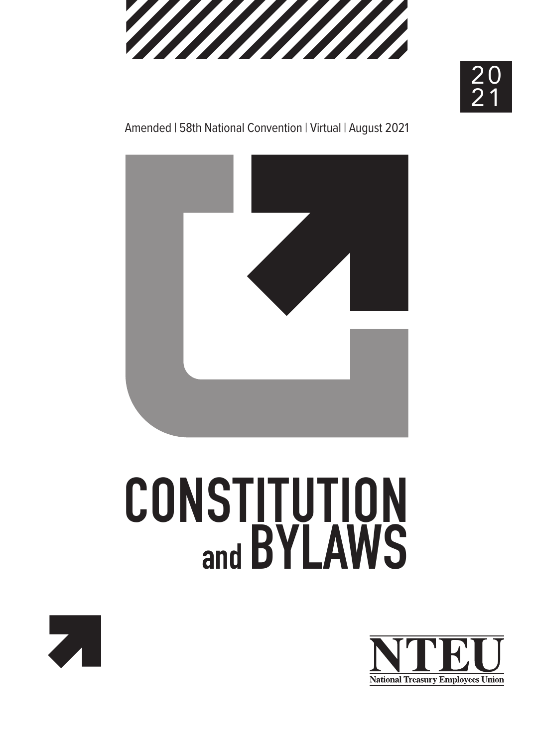2021

Amended | 58th National Convention | Virtual | August 2021

# CONSTITUTION and BYLAWS

NTEU

National Treasury Employees Union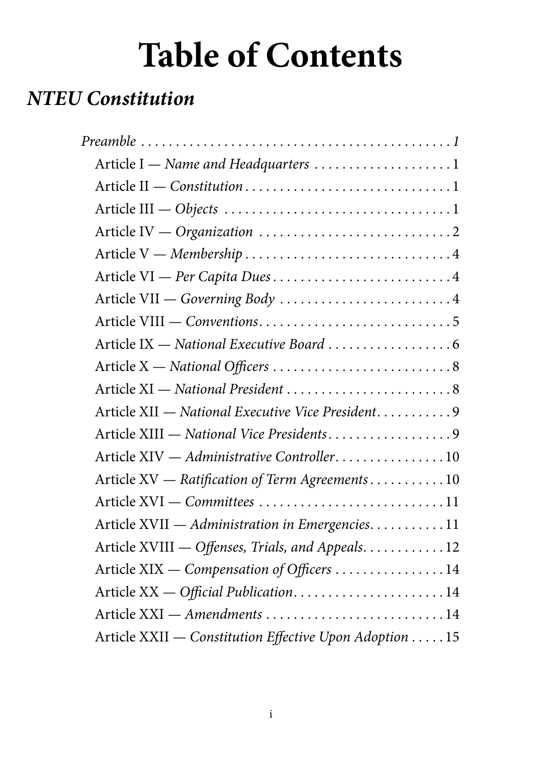# Table of Contents

## *NTEU Constitution*

*Preamble* ... *1*

- Article I — *Name and Headquarters* ... 1
- Article II — *Constitution* ... 1
- Article III — *Objects* ... 1
- Article IV — *Organization* ... 2
- Article V — *Membership* ... 4
- Article VI — *Per Capita Dues* ... 4
- Article VII — *Governing Body* ... 4
- Article VIII — *Conventions* ... 5
- Article IX — *National Executive Board* ... 6
- Article X — *National Officers* ... 8
- Article XI — *National President* ... 8
- Article XII — *National Executive Vice President* ... 9
- Article XIII — *National Vice Presidents* ... 9
- Article XIV — *Administrative Controller* ... 10
- Article XV — *Ratification of Term Agreements* ... 10
- Article XVI — *Committees* ... 11
- Article XVII — *Administration in Emergencies* ... 11
- Article XVIII — *Offenses, Trials, and Appeals* ... 12
- Article XIX — *Compensation of Officers* ... 14
- Article XX — *Official Publication* ... 14
- Article XXI — *Amendments* ... 14
- Article XXII — *Constitution Effective Upon Adoption* ... 15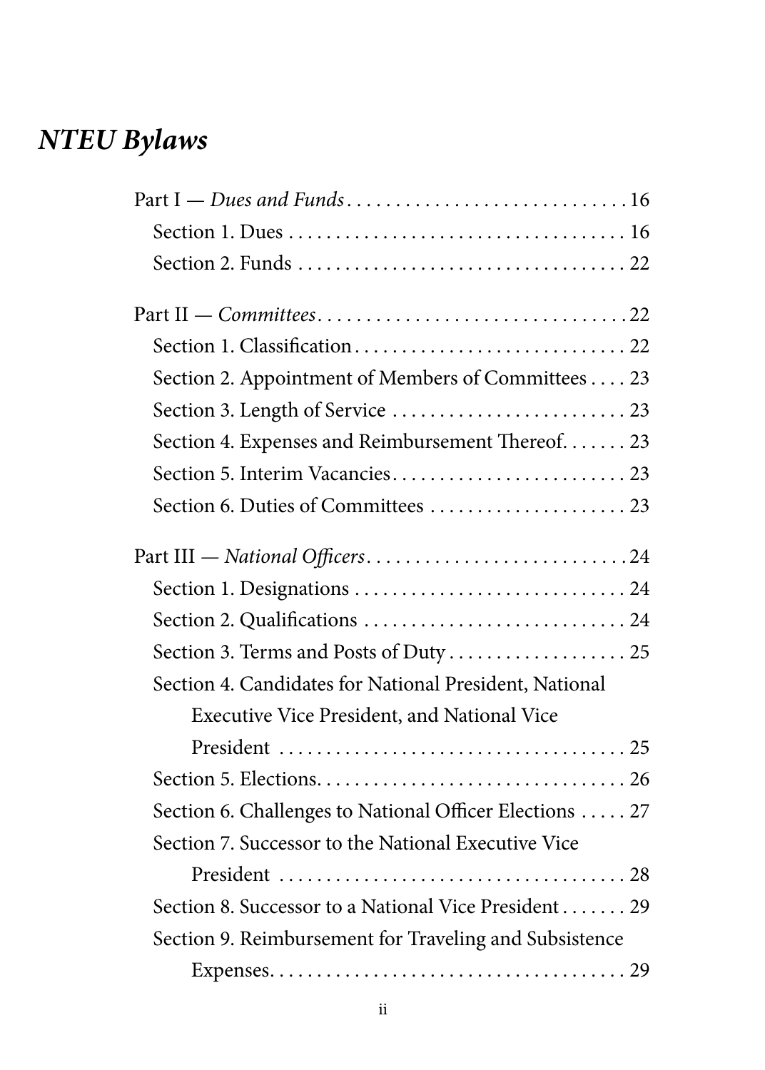# *NTEU Bylaws*

Part I — *Dues and Funds* . . . . . . . . . . . . . . . . . . . . . . . . . . . . . 16

- Section 1. Dues . . . . . . . . . . . . . . . . . . . . . . . . . . . . . . . . . . . . 16
- Section 2. Funds . . . . . . . . . . . . . . . . . . . . . . . . . . . . . . . . . . . 22

Part II — *Committees* . . . . . . . . . . . . . . . . . . . . . . . . . . . . . . . . 22

- Section 1. Classification . . . . . . . . . . . . . . . . . . . . . . . . . . . . . 22
- Section 2. Appointment of Members of Committees . . . . 23
- Section 3. Length of Service . . . . . . . . . . . . . . . . . . . . . . . . . 23
- Section 4. Expenses and Reimbursement Thereof . . . . . . . 23
- Section 5. Interim Vacancies . . . . . . . . . . . . . . . . . . . . . . . . . 23
- Section 6. Duties of Committees . . . . . . . . . . . . . . . . . . . . . 23

Part III — *National Officers* . . . . . . . . . . . . . . . . . . . . . . . . . . . 24

- Section 1. Designations . . . . . . . . . . . . . . . . . . . . . . . . . . . . . 24
- Section 2. Qualifications . . . . . . . . . . . . . . . . . . . . . . . . . . . . 24
- Section 3. Terms and Posts of Duty . . . . . . . . . . . . . . . . . . . 25
- Section 4. Candidates for National President, National Executive Vice President, and National Vice President . . . . . . . . . . . . . . . . . . . . . . . . . . . . . . . . . . . . . 25
- Section 5. Elections . . . . . . . . . . . . . . . . . . . . . . . . . . . . . . . . . 26
- Section 6. Challenges to National Officer Elections . . . . . 27
- Section 7. Successor to the National Executive Vice President . . . . . . . . . . . . . . . . . . . . . . . . . . . . . . . . . . . . . 28
- Section 8. Successor to a National Vice President . . . . . . . 29
- Section 9. Reimbursement for Traveling and Subsistence Expenses . . . . . . . . . . . . . . . . . . . . . . . . . . . . . . . . . . . . . . 29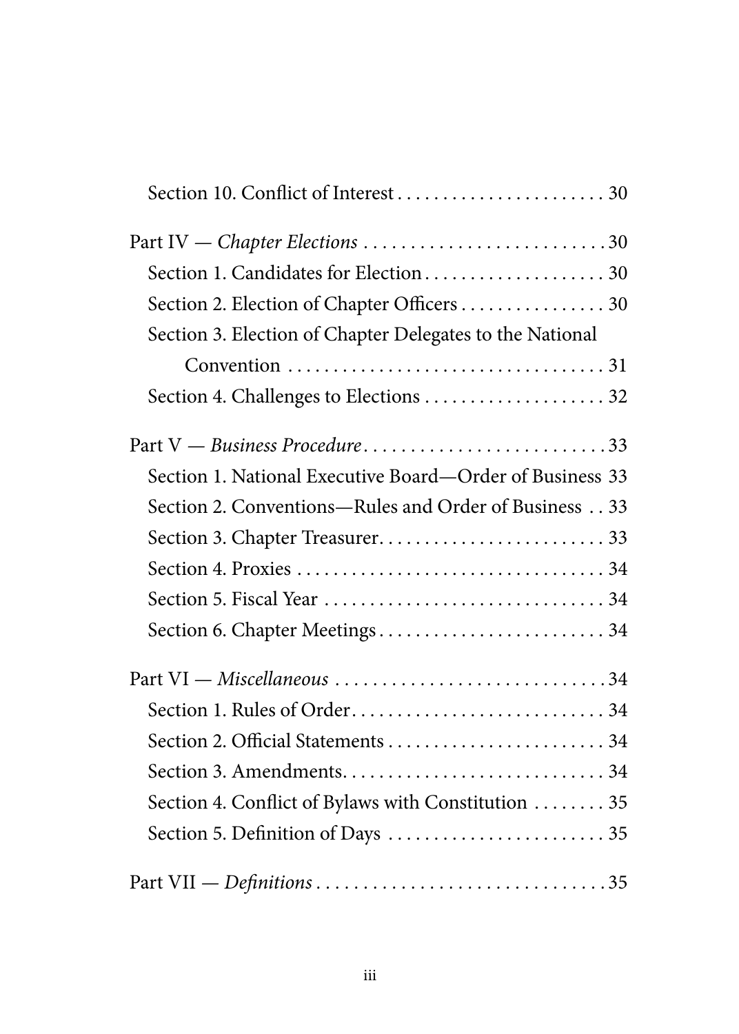Section 10. Conflict of Interest . . . . . . . . . . . . . . . . . . . . . . . 30

Part IV — *Chapter Elections* . . . . . . . . . . . . . . . . . . . . . . . . . . 30

Section 1. Candidates for Election . . . . . . . . . . . . . . . . . . . . 30

Section 2. Election of Chapter Officers . . . . . . . . . . . . . . . . 30

Section 3. Election of Chapter Delegates to the National Convention . . . . . . . . . . . . . . . . . . . . . . . . . . . . . . . . . . . 31

Section 4. Challenges to Elections . . . . . . . . . . . . . . . . . . . . 32

Part V — *Business Procedure* . . . . . . . . . . . . . . . . . . . . . . . . . . 33

Section 1. National Executive Board—Order of Business 33

Section 2. Conventions—Rules and Order of Business . . 33

Section 3. Chapter Treasurer. . . . . . . . . . . . . . . . . . . . . . . . . 33

Section 4. Proxies . . . . . . . . . . . . . . . . . . . . . . . . . . . . . . . . . . 34

Section 5. Fiscal Year . . . . . . . . . . . . . . . . . . . . . . . . . . . . . . . 34

Section 6. Chapter Meetings . . . . . . . . . . . . . . . . . . . . . . . . . 34

Part VI — *Miscellaneous* . . . . . . . . . . . . . . . . . . . . . . . . . . . . . 34

Section 1. Rules of Order. . . . . . . . . . . . . . . . . . . . . . . . . . . . 34

Section 2. Official Statements . . . . . . . . . . . . . . . . . . . . . . . . 34

Section 3. Amendments. . . . . . . . . . . . . . . . . . . . . . . . . . . . . 34

Section 4. Conflict of Bylaws with Constitution . . . . . . . . 35

Section 5. Definition of Days . . . . . . . . . . . . . . . . . . . . . . . . 35

Part VII — *Definitions* . . . . . . . . . . . . . . . . . . . . . . . . . . . . . . . 35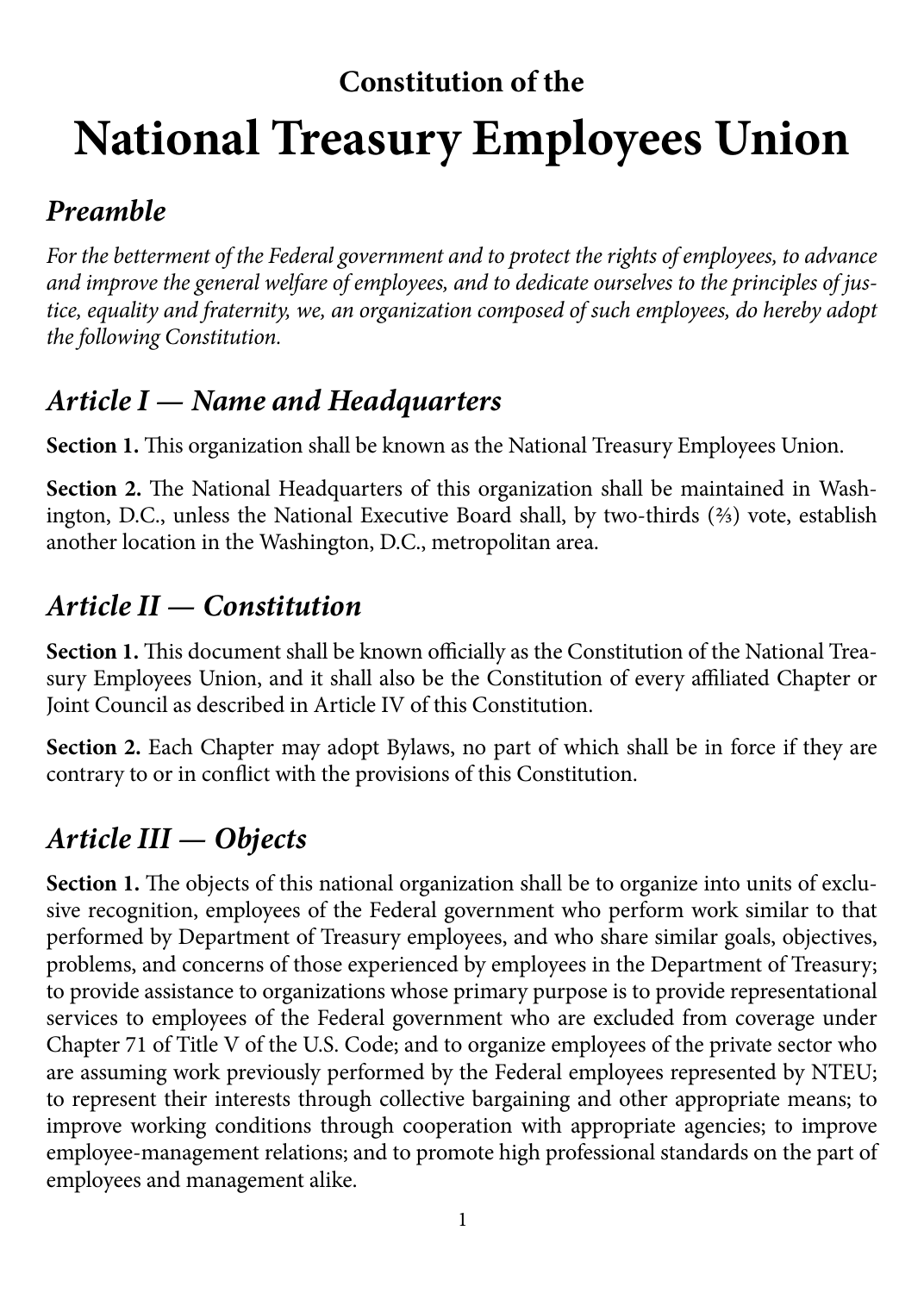Constitution of the

# National Treasury Employees Union

## *Preamble*

*For the betterment of the Federal government and to protect the rights of employees, to advance and improve the general welfare of employees, and to dedicate ourselves to the principles of justice, equality and fraternity, we, an organization composed of such employees, do hereby adopt the following Constitution.*

## *Article I — Name and Headquarters*

**Section 1.** This organization shall be known as the National Treasury Employees Union.

**Section 2.** The National Headquarters of this organization shall be maintained in Washington, D.C., unless the National Executive Board shall, by two-thirds (⅔) vote, establish another location in the Washington, D.C., metropolitan area.

## *Article II — Constitution*

**Section 1.** This document shall be known officially as the Constitution of the National Treasury Employees Union, and it shall also be the Constitution of every affiliated Chapter or Joint Council as described in Article IV of this Constitution.

**Section 2.** Each Chapter may adopt Bylaws, no part of which shall be in force if they are contrary to or in conflict with the provisions of this Constitution.

## *Article III — Objects*

**Section 1.** The objects of this national organization shall be to organize into units of exclusive recognition, employees of the Federal government who perform work similar to that performed by Department of Treasury employees, and who share similar goals, objectives, problems, and concerns of those experienced by employees in the Department of Treasury; to provide assistance to organizations whose primary purpose is to provide representational services to employees of the Federal government who are excluded from coverage under Chapter 71 of Title V of the U.S. Code; and to organize employees of the private sector who are assuming work previously performed by the Federal employees represented by NTEU; to represent their interests through collective bargaining and other appropriate means; to improve working conditions through cooperation with appropriate agencies; to improve employee-management relations; and to promote high professional standards on the part of employees and management alike.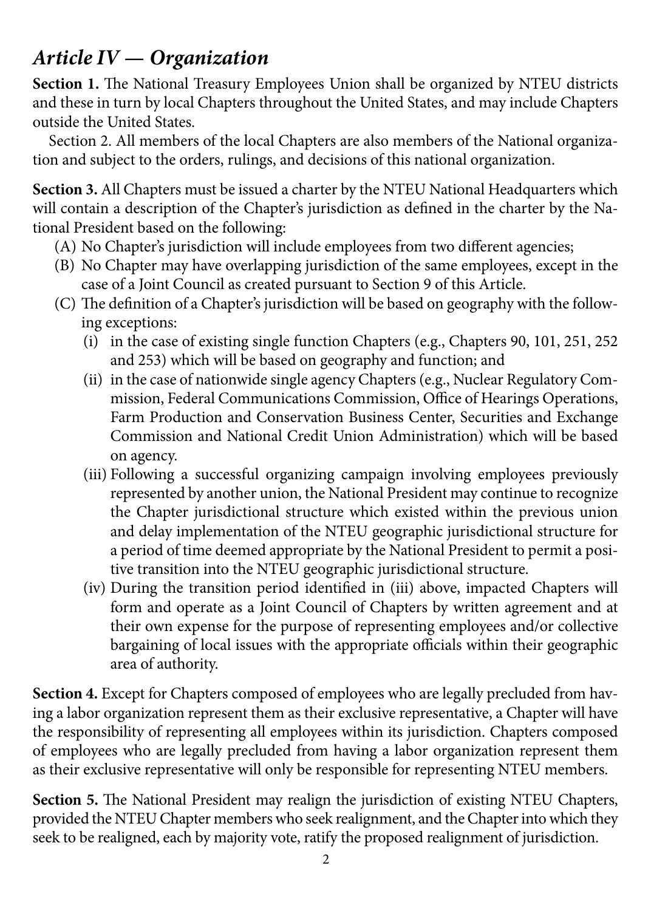## *Article IV — Organization*

**Section 1.** The National Treasury Employees Union shall be organized by NTEU districts and these in turn by local Chapters throughout the United States, and may include Chapters outside the United States.

Section 2. All members of the local Chapters are also members of the National organization and subject to the orders, rulings, and decisions of this national organization.

**Section 3.** All Chapters must be issued a charter by the NTEU National Headquarters which will contain a description of the Chapter's jurisdiction as defined in the charter by the National President based on the following:

- (A) No Chapter's jurisdiction will include employees from two different agencies;
- (B) No Chapter may have overlapping jurisdiction of the same employees, except in the case of a Joint Council as created pursuant to Section 9 of this Article.
- (C) The definition of a Chapter's jurisdiction will be based on geography with the following exceptions:
  - (i) in the case of existing single function Chapters (e.g., Chapters 90, 101, 251, 252 and 253) which will be based on geography and function; and
  - (ii) in the case of nationwide single agency Chapters (e.g., Nuclear Regulatory Commission, Federal Communications Commission, Office of Hearings Operations, Farm Production and Conservation Business Center, Securities and Exchange Commission and National Credit Union Administration) which will be based on agency.
  - (iii) Following a successful organizing campaign involving employees previously represented by another union, the National President may continue to recognize the Chapter jurisdictional structure which existed within the previous union and delay implementation of the NTEU geographic jurisdictional structure for a period of time deemed appropriate by the National President to permit a positive transition into the NTEU geographic jurisdictional structure.
  - (iv) During the transition period identified in (iii) above, impacted Chapters will form and operate as a Joint Council of Chapters by written agreement and at their own expense for the purpose of representing employees and/or collective bargaining of local issues with the appropriate officials within their geographic area of authority.

**Section 4.** Except for Chapters composed of employees who are legally precluded from having a labor organization represent them as their exclusive representative, a Chapter will have the responsibility of representing all employees within its jurisdiction. Chapters composed of employees who are legally precluded from having a labor organization represent them as their exclusive representative will only be responsible for representing NTEU members.

**Section 5.** The National President may realign the jurisdiction of existing NTEU Chapters, provided the NTEU Chapter members who seek realignment, and the Chapter into which they seek to be realigned, each by majority vote, ratify the proposed realignment of jurisdiction.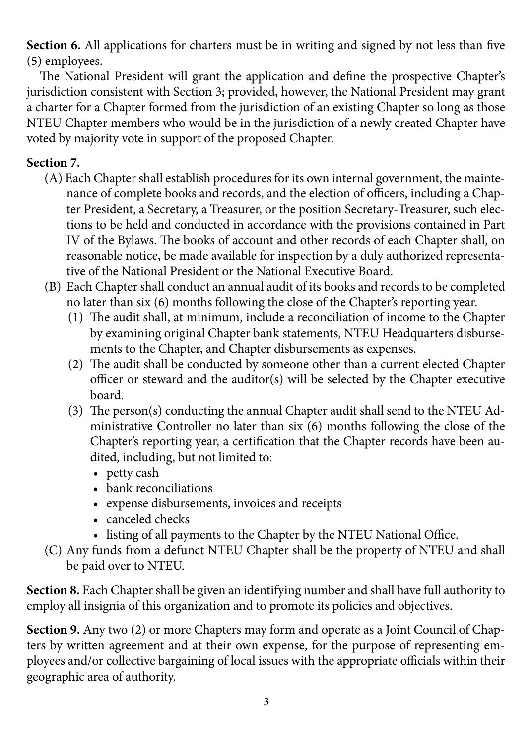**Section 6.** All applications for charters must be in writing and signed by not less than five (5) employees.

The National President will grant the application and define the prospective Chapter's jurisdiction consistent with Section 3; provided, however, the National President may grant a charter for a Chapter formed from the jurisdiction of an existing Chapter so long as those NTEU Chapter members who would be in the jurisdiction of a newly created Chapter have voted by majority vote in support of the proposed Chapter.

**Section 7.**

(A) Each Chapter shall establish procedures for its own internal government, the maintenance of complete books and records, and the election of officers, including a Chapter President, a Secretary, a Treasurer, or the position Secretary-Treasurer, such elections to be held and conducted in accordance with the provisions contained in Part IV of the Bylaws. The books of account and other records of each Chapter shall, on reasonable notice, be made available for inspection by a duly authorized representative of the National President or the National Executive Board.

(B) Each Chapter shall conduct an annual audit of its books and records to be completed no later than six (6) months following the close of the Chapter's reporting year.

(1) The audit shall, at minimum, include a reconciliation of income to the Chapter by examining original Chapter bank statements, NTEU Headquarters disbursements to the Chapter, and Chapter disbursements as expenses.

(2) The audit shall be conducted by someone other than a current elected Chapter officer or steward and the auditor(s) will be selected by the Chapter executive board.

(3) The person(s) conducting the annual Chapter audit shall send to the NTEU Administrative Controller no later than six (6) months following the close of the Chapter's reporting year, a certification that the Chapter records have been audited, including, but not limited to:

- petty cash
- bank reconciliations
- expense disbursements, invoices and receipts
- canceled checks
- listing of all payments to the Chapter by the NTEU National Office.

(C) Any funds from a defunct NTEU Chapter shall be the property of NTEU and shall be paid over to NTEU.

**Section 8.** Each Chapter shall be given an identifying number and shall have full authority to employ all insignia of this organization and to promote its policies and objectives.

**Section 9.** Any two (2) or more Chapters may form and operate as a Joint Council of Chapters by written agreement and at their own expense, for the purpose of representing employees and/or collective bargaining of local issues with the appropriate officials within their geographic area of authority.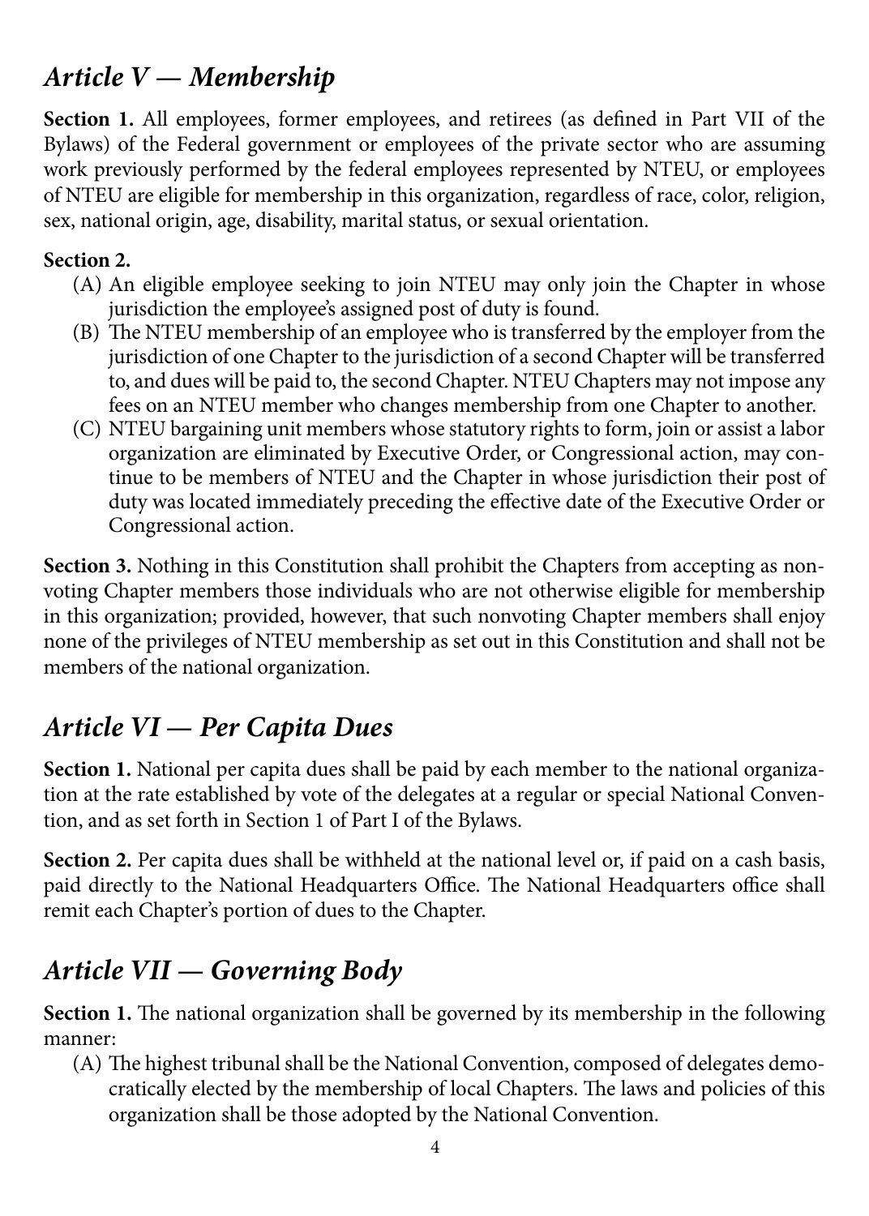## *Article V — Membership*

**Section 1.** All employees, former employees, and retirees (as defined in Part VII of the Bylaws) of the Federal government or employees of the private sector who are assuming work previously performed by the federal employees represented by NTEU, or employees of NTEU are eligible for membership in this organization, regardless of race, color, religion, sex, national origin, age, disability, marital status, or sexual orientation.

**Section 2.**

(A) An eligible employee seeking to join NTEU may only join the Chapter in whose jurisdiction the employee's assigned post of duty is found.

(B) The NTEU membership of an employee who is transferred by the employer from the jurisdiction of one Chapter to the jurisdiction of a second Chapter will be transferred to, and dues will be paid to, the second Chapter. NTEU Chapters may not impose any fees on an NTEU member who changes membership from one Chapter to another.

(C) NTEU bargaining unit members whose statutory rights to form, join or assist a labor organization are eliminated by Executive Order, or Congressional action, may continue to be members of NTEU and the Chapter in whose jurisdiction their post of duty was located immediately preceding the effective date of the Executive Order or Congressional action.

**Section 3.** Nothing in this Constitution shall prohibit the Chapters from accepting as nonvoting Chapter members those individuals who are not otherwise eligible for membership in this organization; provided, however, that such nonvoting Chapter members shall enjoy none of the privileges of NTEU membership as set out in this Constitution and shall not be members of the national organization.

## *Article VI — Per Capita Dues*

**Section 1.** National per capita dues shall be paid by each member to the national organization at the rate established by vote of the delegates at a regular or special National Convention, and as set forth in Section 1 of Part I of the Bylaws.

**Section 2.** Per capita dues shall be withheld at the national level or, if paid on a cash basis, paid directly to the National Headquarters Office. The National Headquarters office shall remit each Chapter's portion of dues to the Chapter.

## *Article VII — Governing Body*

**Section 1.** The national organization shall be governed by its membership in the following manner:

(A) The highest tribunal shall be the National Convention, composed of delegates democratically elected by the membership of local Chapters. The laws and policies of this organization shall be those adopted by the National Convention.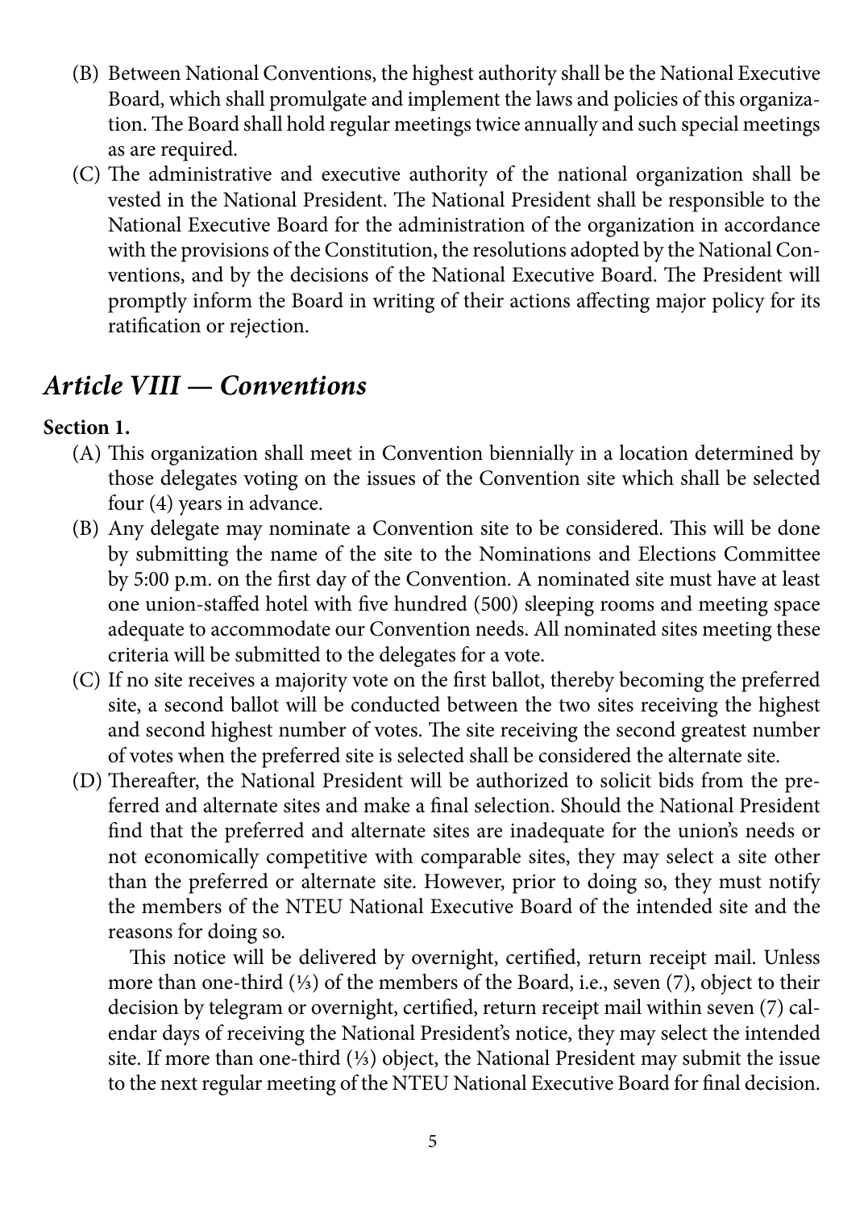(B) Between National Conventions, the highest authority shall be the National Executive Board, which shall promulgate and implement the laws and policies of this organization. The Board shall hold regular meetings twice annually and such special meetings as are required.

(C) The administrative and executive authority of the national organization shall be vested in the National President. The National President shall be responsible to the National Executive Board for the administration of the organization in accordance with the provisions of the Constitution, the resolutions adopted by the National Conventions, and by the decisions of the National Executive Board. The President will promptly inform the Board in writing of their actions affecting major policy for its ratification or rejection.

## *Article VIII — Conventions*

**Section 1.**

(A) This organization shall meet in Convention biennially in a location determined by those delegates voting on the issues of the Convention site which shall be selected four (4) years in advance.

(B) Any delegate may nominate a Convention site to be considered. This will be done by submitting the name of the site to the Nominations and Elections Committee by 5:00 p.m. on the first day of the Convention. A nominated site must have at least one union-staffed hotel with five hundred (500) sleeping rooms and meeting space adequate to accommodate our Convention needs. All nominated sites meeting these criteria will be submitted to the delegates for a vote.

(C) If no site receives a majority vote on the first ballot, thereby becoming the preferred site, a second ballot will be conducted between the two sites receiving the highest and second highest number of votes. The site receiving the second greatest number of votes when the preferred site is selected shall be considered the alternate site.

(D) Thereafter, the National President will be authorized to solicit bids from the preferred and alternate sites and make a final selection. Should the National President find that the preferred and alternate sites are inadequate for the union's needs or not economically competitive with comparable sites, they may select a site other than the preferred or alternate site. However, prior to doing so, they must notify the members of the NTEU National Executive Board of the intended site and the reasons for doing so.

This notice will be delivered by overnight, certified, return receipt mail. Unless more than one-third (⅓) of the members of the Board, i.e., seven (7), object to their decision by telegram or overnight, certified, return receipt mail within seven (7) calendar days of receiving the National President's notice, they may select the intended site. If more than one-third (⅓) object, the National President may submit the issue to the next regular meeting of the NTEU National Executive Board for final decision.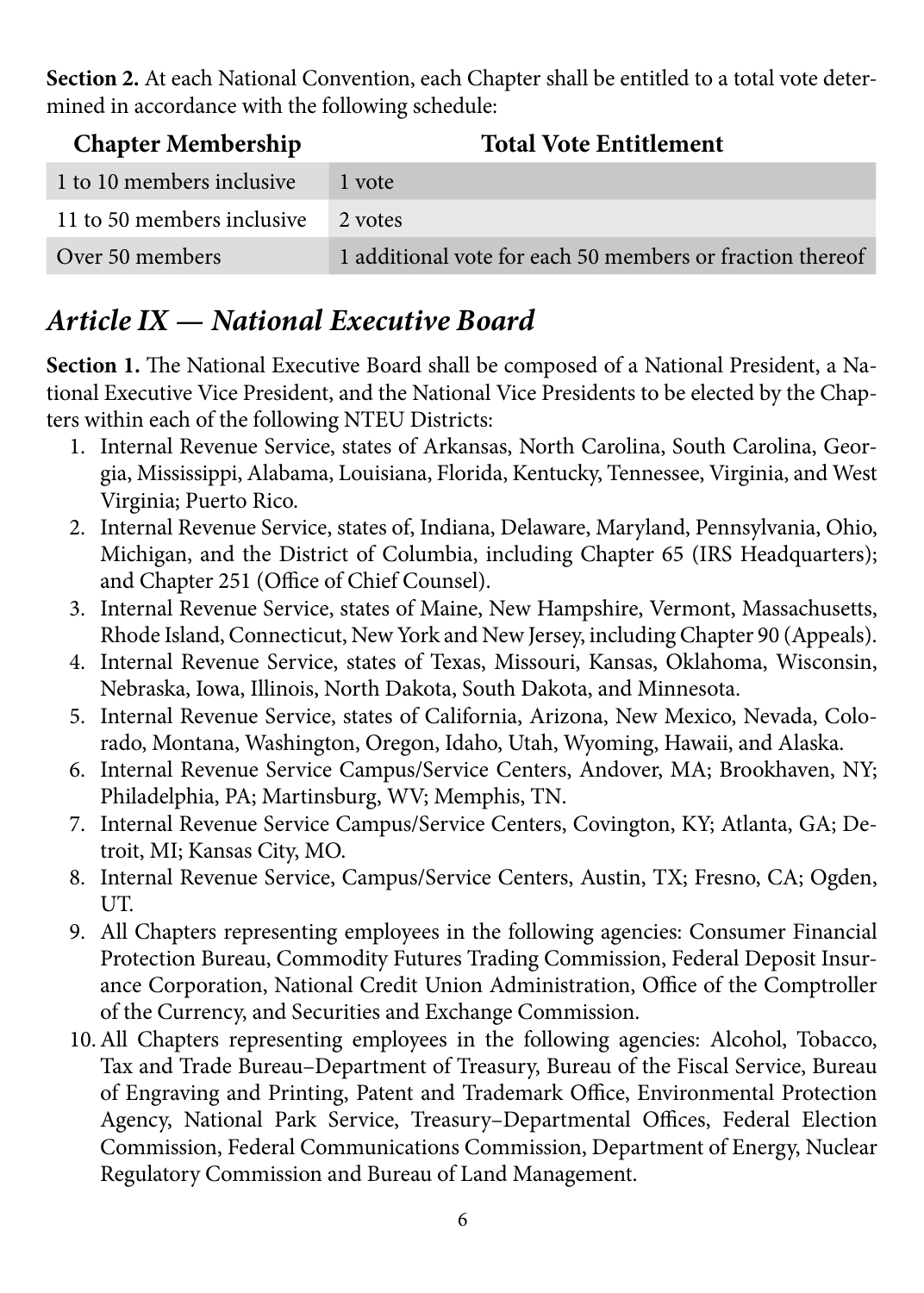**Section 2.** At each National Convention, each Chapter shall be entitled to a total vote determined in accordance with the following schedule:

| Chapter Membership | Total Vote Entitlement |
|---|---|
| 1 to 10 members inclusive | 1 vote |
| 11 to 50 members inclusive | 2 votes |
| Over 50 members | 1 additional vote for each 50 members or fraction thereof |

## *Article IX — National Executive Board*

**Section 1.** The National Executive Board shall be composed of a National President, a National Executive Vice President, and the National Vice Presidents to be elected by the Chapters within each of the following NTEU Districts:

1. Internal Revenue Service, states of Arkansas, North Carolina, South Carolina, Georgia, Mississippi, Alabama, Louisiana, Florida, Kentucky, Tennessee, Virginia, and West Virginia; Puerto Rico.
2. Internal Revenue Service, states of, Indiana, Delaware, Maryland, Pennsylvania, Ohio, Michigan, and the District of Columbia, including Chapter 65 (IRS Headquarters); and Chapter 251 (Office of Chief Counsel).
3. Internal Revenue Service, states of Maine, New Hampshire, Vermont, Massachusetts, Rhode Island, Connecticut, New York and New Jersey, including Chapter 90 (Appeals).
4. Internal Revenue Service, states of Texas, Missouri, Kansas, Oklahoma, Wisconsin, Nebraska, Iowa, Illinois, North Dakota, South Dakota, and Minnesota.
5. Internal Revenue Service, states of California, Arizona, New Mexico, Nevada, Colorado, Montana, Washington, Oregon, Idaho, Utah, Wyoming, Hawaii, and Alaska.
6. Internal Revenue Service Campus/Service Centers, Andover, MA; Brookhaven, NY; Philadelphia, PA; Martinsburg, WV; Memphis, TN.
7. Internal Revenue Service Campus/Service Centers, Covington, KY; Atlanta, GA; Detroit, MI; Kansas City, MO.
8. Internal Revenue Service, Campus/Service Centers, Austin, TX; Fresno, CA; Ogden, UT.
9. All Chapters representing employees in the following agencies: Consumer Financial Protection Bureau, Commodity Futures Trading Commission, Federal Deposit Insurance Corporation, National Credit Union Administration, Office of the Comptroller of the Currency, and Securities and Exchange Commission.
10. All Chapters representing employees in the following agencies: Alcohol, Tobacco, Tax and Trade Bureau–Department of Treasury, Bureau of the Fiscal Service, Bureau of Engraving and Printing, Patent and Trademark Office, Environmental Protection Agency, National Park Service, Treasury–Departmental Offices, Federal Election Commission, Federal Communications Commission, Department of Energy, Nuclear Regulatory Commission and Bureau of Land Management.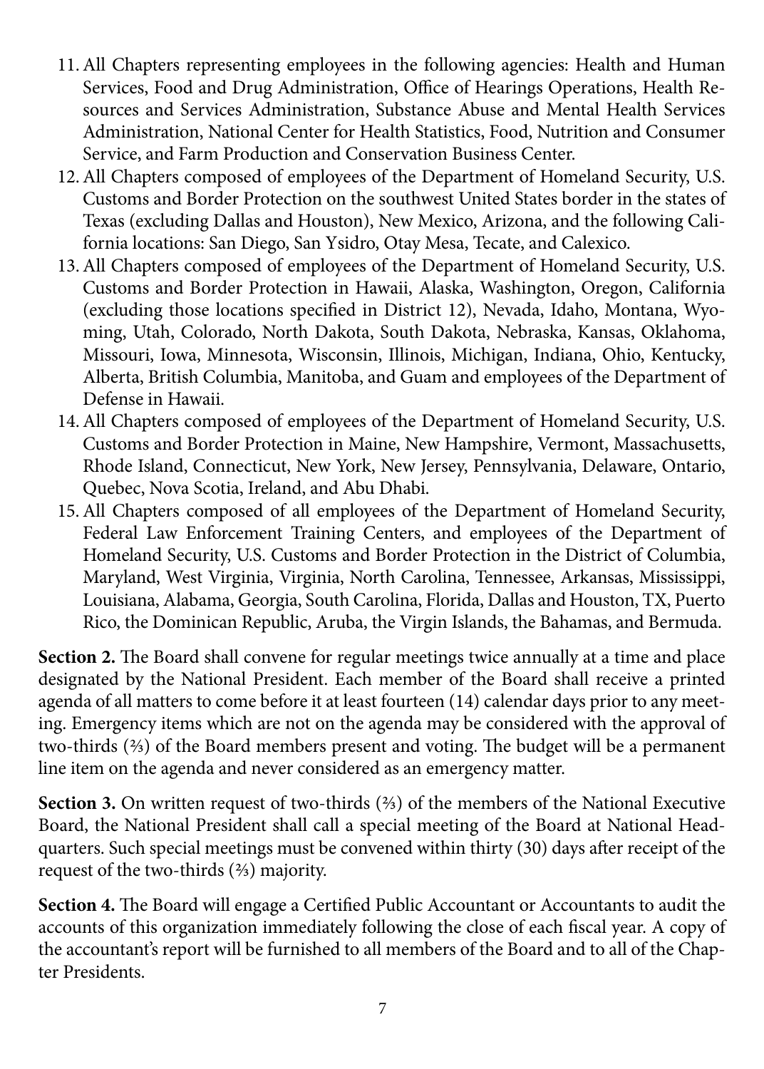11. All Chapters representing employees in the following agencies: Health and Human Services, Food and Drug Administration, Office of Hearings Operations, Health Resources and Services Administration, Substance Abuse and Mental Health Services Administration, National Center for Health Statistics, Food, Nutrition and Consumer Service, and Farm Production and Conservation Business Center.
12. All Chapters composed of employees of the Department of Homeland Security, U.S. Customs and Border Protection on the southwest United States border in the states of Texas (excluding Dallas and Houston), New Mexico, Arizona, and the following California locations: San Diego, San Ysidro, Otay Mesa, Tecate, and Calexico.
13. All Chapters composed of employees of the Department of Homeland Security, U.S. Customs and Border Protection in Hawaii, Alaska, Washington, Oregon, California (excluding those locations specified in District 12), Nevada, Idaho, Montana, Wyoming, Utah, Colorado, North Dakota, South Dakota, Nebraska, Kansas, Oklahoma, Missouri, Iowa, Minnesota, Wisconsin, Illinois, Michigan, Indiana, Ohio, Kentucky, Alberta, British Columbia, Manitoba, and Guam and employees of the Department of Defense in Hawaii.
14. All Chapters composed of employees of the Department of Homeland Security, U.S. Customs and Border Protection in Maine, New Hampshire, Vermont, Massachusetts, Rhode Island, Connecticut, New York, New Jersey, Pennsylvania, Delaware, Ontario, Quebec, Nova Scotia, Ireland, and Abu Dhabi.
15. All Chapters composed of all employees of the Department of Homeland Security, Federal Law Enforcement Training Centers, and employees of the Department of Homeland Security, U.S. Customs and Border Protection in the District of Columbia, Maryland, West Virginia, Virginia, North Carolina, Tennessee, Arkansas, Mississippi, Louisiana, Alabama, Georgia, South Carolina, Florida, Dallas and Houston, TX, Puerto Rico, the Dominican Republic, Aruba, the Virgin Islands, the Bahamas, and Bermuda.

**Section 2.** The Board shall convene for regular meetings twice annually at a time and place designated by the National President. Each member of the Board shall receive a printed agenda of all matters to come before it at least fourteen (14) calendar days prior to any meeting. Emergency items which are not on the agenda may be considered with the approval of two-thirds (⅔) of the Board members present and voting. The budget will be a permanent line item on the agenda and never considered as an emergency matter.

**Section 3.** On written request of two-thirds (⅔) of the members of the National Executive Board, the National President shall call a special meeting of the Board at National Headquarters. Such special meetings must be convened within thirty (30) days after receipt of the request of the two-thirds (⅔) majority.

**Section 4.** The Board will engage a Certified Public Accountant or Accountants to audit the accounts of this organization immediately following the close of each fiscal year. A copy of the accountant's report will be furnished to all members of the Board and to all of the Chapter Presidents.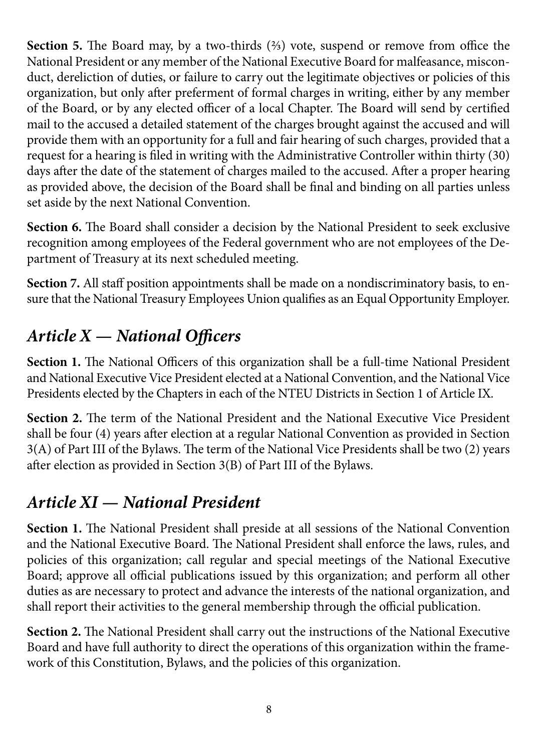**Section 5.** The Board may, by a two-thirds (⅔) vote, suspend or remove from office the National President or any member of the National Executive Board for malfeasance, misconduct, dereliction of duties, or failure to carry out the legitimate objectives or policies of this organization, but only after preferment of formal charges in writing, either by any member of the Board, or by any elected officer of a local Chapter. The Board will send by certified mail to the accused a detailed statement of the charges brought against the accused and will provide them with an opportunity for a full and fair hearing of such charges, provided that a request for a hearing is filed in writing with the Administrative Controller within thirty (30) days after the date of the statement of charges mailed to the accused. After a proper hearing as provided above, the decision of the Board shall be final and binding on all parties unless set aside by the next National Convention.

**Section 6.** The Board shall consider a decision by the National President to seek exclusive recognition among employees of the Federal government who are not employees of the Department of Treasury at its next scheduled meeting.

**Section 7.** All staff position appointments shall be made on a nondiscriminatory basis, to ensure that the National Treasury Employees Union qualifies as an Equal Opportunity Employer.

## *Article X — National Officers*

**Section 1.** The National Officers of this organization shall be a full-time National President and National Executive Vice President elected at a National Convention, and the National Vice Presidents elected by the Chapters in each of the NTEU Districts in Section 1 of Article IX.

**Section 2.** The term of the National President and the National Executive Vice President shall be four (4) years after election at a regular National Convention as provided in Section 3(A) of Part III of the Bylaws. The term of the National Vice Presidents shall be two (2) years after election as provided in Section 3(B) of Part III of the Bylaws.

## *Article XI — National President*

**Section 1.** The National President shall preside at all sessions of the National Convention and the National Executive Board. The National President shall enforce the laws, rules, and policies of this organization; call regular and special meetings of the National Executive Board; approve all official publications issued by this organization; and perform all other duties as are necessary to protect and advance the interests of the national organization, and shall report their activities to the general membership through the official publication.

**Section 2.** The National President shall carry out the instructions of the National Executive Board and have full authority to direct the operations of this organization within the framework of this Constitution, Bylaws, and the policies of this organization.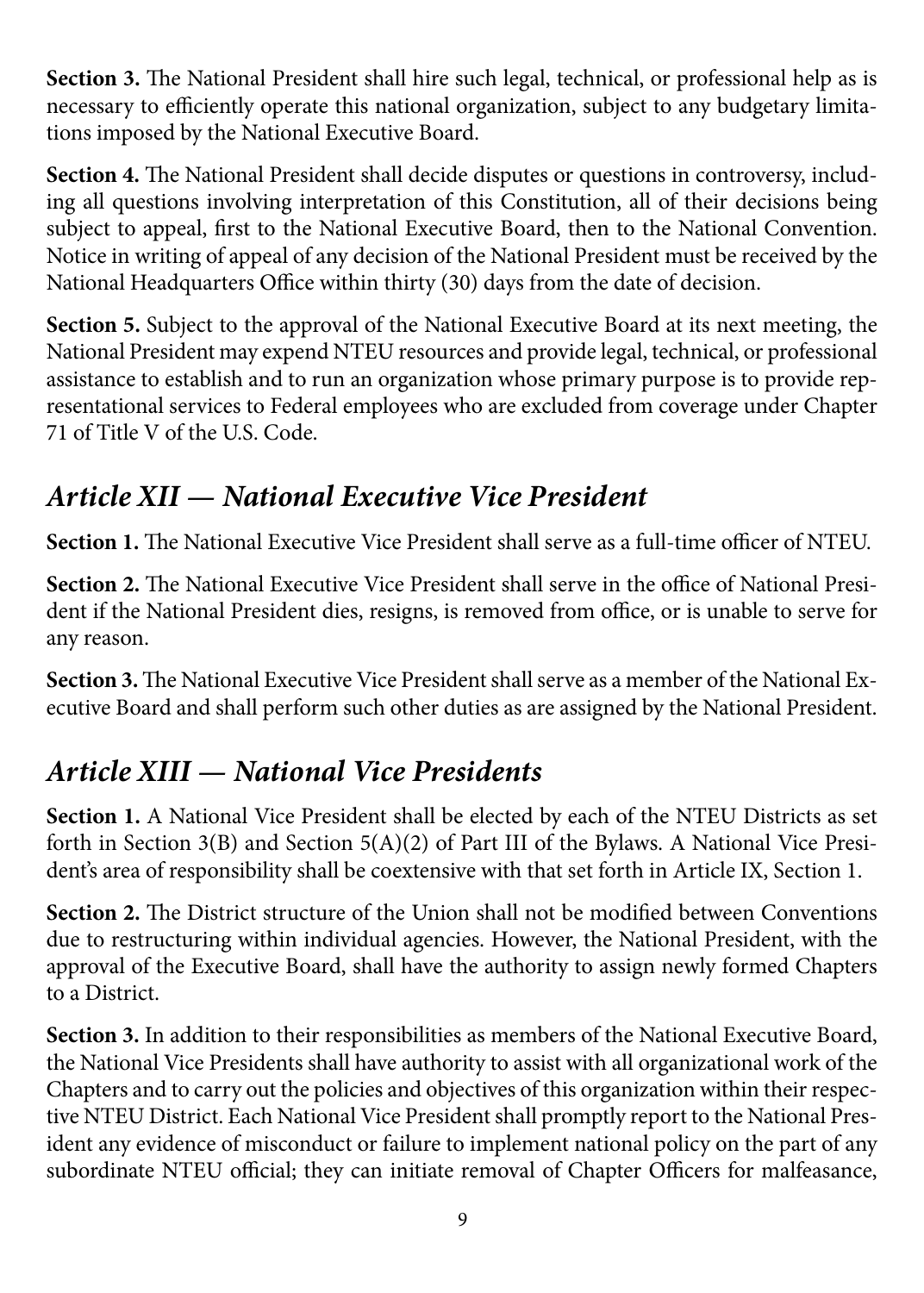**Section 3.** The National President shall hire such legal, technical, or professional help as is necessary to efficiently operate this national organization, subject to any budgetary limitations imposed by the National Executive Board.

**Section 4.** The National President shall decide disputes or questions in controversy, including all questions involving interpretation of this Constitution, all of their decisions being subject to appeal, first to the National Executive Board, then to the National Convention. Notice in writing of appeal of any decision of the National President must be received by the National Headquarters Office within thirty (30) days from the date of decision.

**Section 5.** Subject to the approval of the National Executive Board at its next meeting, the National President may expend NTEU resources and provide legal, technical, or professional assistance to establish and to run an organization whose primary purpose is to provide representational services to Federal employees who are excluded from coverage under Chapter 71 of Title V of the U.S. Code.

## *Article XII — National Executive Vice President*

**Section 1.** The National Executive Vice President shall serve as a full-time officer of NTEU.

**Section 2.** The National Executive Vice President shall serve in the office of National President if the National President dies, resigns, is removed from office, or is unable to serve for any reason.

**Section 3.** The National Executive Vice President shall serve as a member of the National Executive Board and shall perform such other duties as are assigned by the National President.

## *Article XIII — National Vice Presidents*

**Section 1.** A National Vice President shall be elected by each of the NTEU Districts as set forth in Section 3(B) and Section 5(A)(2) of Part III of the Bylaws. A National Vice President's area of responsibility shall be coextensive with that set forth in Article IX, Section 1.

**Section 2.** The District structure of the Union shall not be modified between Conventions due to restructuring within individual agencies. However, the National President, with the approval of the Executive Board, shall have the authority to assign newly formed Chapters to a District.

**Section 3.** In addition to their responsibilities as members of the National Executive Board, the National Vice Presidents shall have authority to assist with all organizational work of the Chapters and to carry out the policies and objectives of this organization within their respective NTEU District. Each National Vice President shall promptly report to the National President any evidence of misconduct or failure to implement national policy on the part of any subordinate NTEU official; they can initiate removal of Chapter Officers for malfeasance,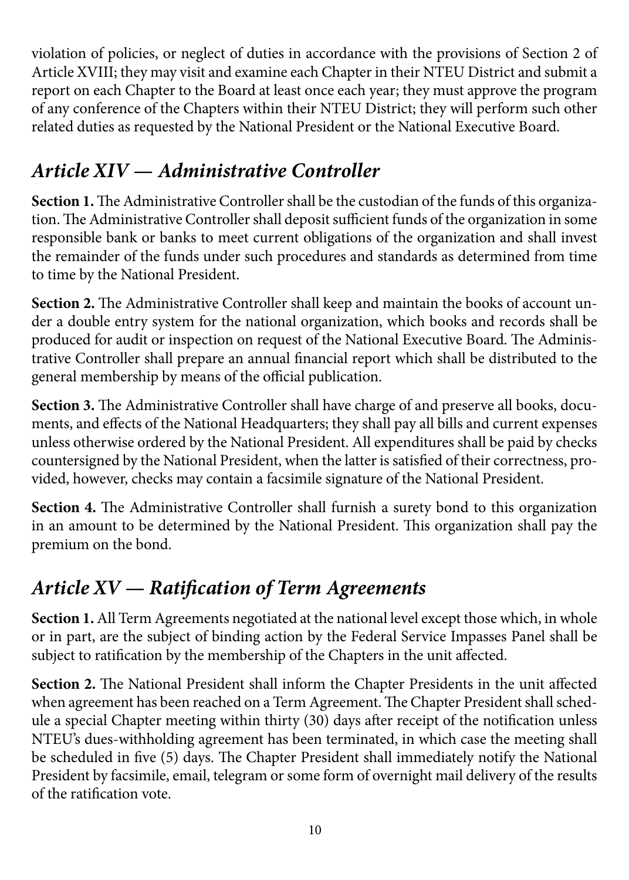violation of policies, or neglect of duties in accordance with the provisions of Section 2 of Article XVIII; they may visit and examine each Chapter in their NTEU District and submit a report on each Chapter to the Board at least once each year; they must approve the program of any conference of the Chapters within their NTEU District; they will perform such other related duties as requested by the National President or the National Executive Board.

## *Article XIV — Administrative Controller*

**Section 1.** The Administrative Controller shall be the custodian of the funds of this organization. The Administrative Controller shall deposit sufficient funds of the organization in some responsible bank or banks to meet current obligations of the organization and shall invest the remainder of the funds under such procedures and standards as determined from time to time by the National President.

**Section 2.** The Administrative Controller shall keep and maintain the books of account under a double entry system for the national organization, which books and records shall be produced for audit or inspection on request of the National Executive Board. The Administrative Controller shall prepare an annual financial report which shall be distributed to the general membership by means of the official publication.

**Section 3.** The Administrative Controller shall have charge of and preserve all books, documents, and effects of the National Headquarters; they shall pay all bills and current expenses unless otherwise ordered by the National President. All expenditures shall be paid by checks countersigned by the National President, when the latter is satisfied of their correctness, provided, however, checks may contain a facsimile signature of the National President.

**Section 4.** The Administrative Controller shall furnish a surety bond to this organization in an amount to be determined by the National President. This organization shall pay the premium on the bond.

## *Article XV — Ratification of Term Agreements*

**Section 1.** All Term Agreements negotiated at the national level except those which, in whole or in part, are the subject of binding action by the Federal Service Impasses Panel shall be subject to ratification by the membership of the Chapters in the unit affected.

**Section 2.** The National President shall inform the Chapter Presidents in the unit affected when agreement has been reached on a Term Agreement. The Chapter President shall schedule a special Chapter meeting within thirty (30) days after receipt of the notification unless NTEU's dues-withholding agreement has been terminated, in which case the meeting shall be scheduled in five (5) days. The Chapter President shall immediately notify the National President by facsimile, email, telegram or some form of overnight mail delivery of the results of the ratification vote.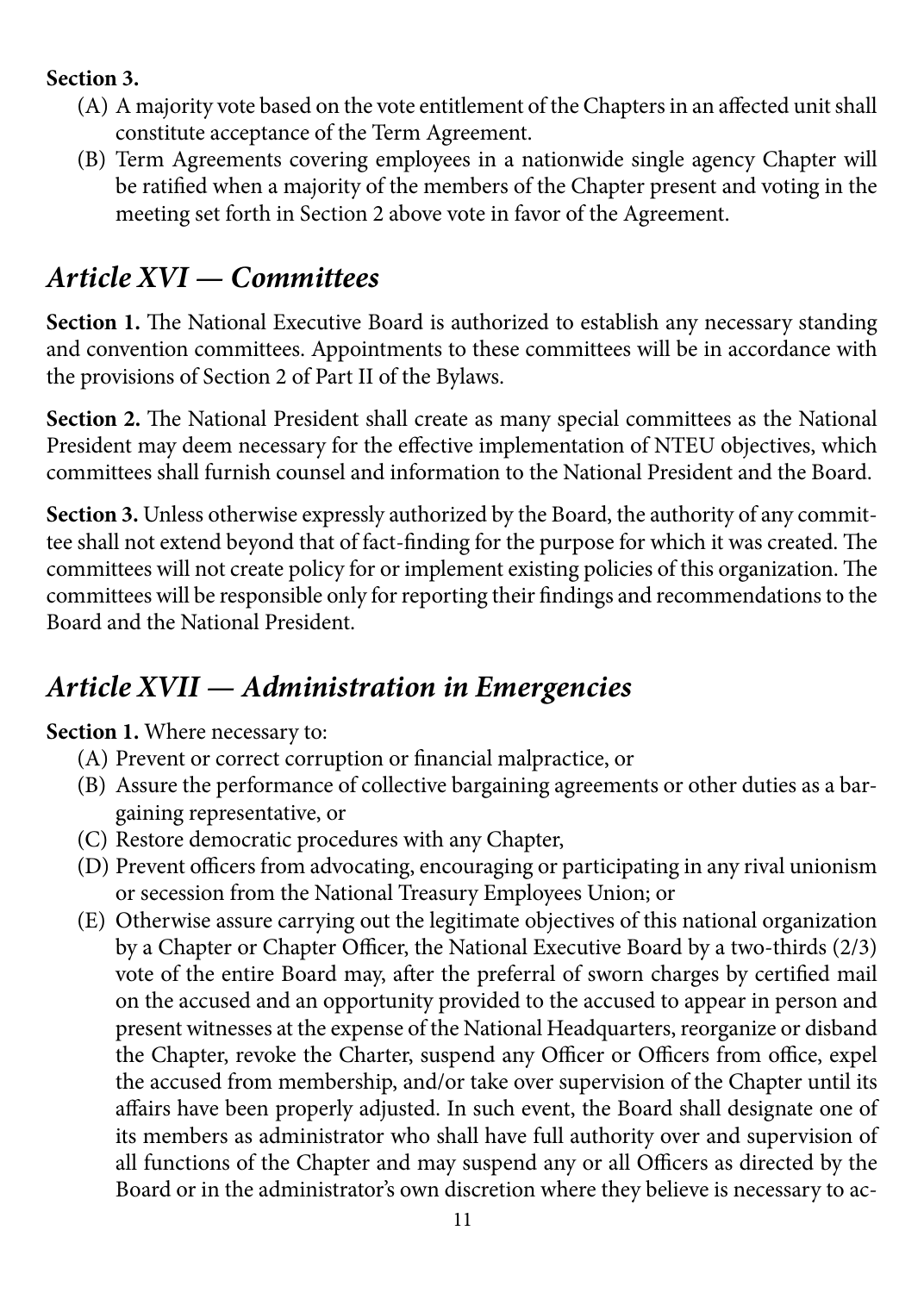**Section 3.**

(A) A majority vote based on the vote entitlement of the Chapters in an affected unit shall constitute acceptance of the Term Agreement.

(B) Term Agreements covering employees in a nationwide single agency Chapter will be ratified when a majority of the members of the Chapter present and voting in the meeting set forth in Section 2 above vote in favor of the Agreement.

## *Article XVI — Committees*

**Section 1.** The National Executive Board is authorized to establish any necessary standing and convention committees. Appointments to these committees will be in accordance with the provisions of Section 2 of Part II of the Bylaws.

**Section 2.** The National President shall create as many special committees as the National President may deem necessary for the effective implementation of NTEU objectives, which committees shall furnish counsel and information to the National President and the Board.

**Section 3.** Unless otherwise expressly authorized by the Board, the authority of any committee shall not extend beyond that of fact-finding for the purpose for which it was created. The committees will not create policy for or implement existing policies of this organization. The committees will be responsible only for reporting their findings and recommendations to the Board and the National President.

## *Article XVII — Administration in Emergencies*

**Section 1.** Where necessary to:

(A) Prevent or correct corruption or financial malpractice, or

(B) Assure the performance of collective bargaining agreements or other duties as a bargaining representative, or

(C) Restore democratic procedures with any Chapter,

(D) Prevent officers from advocating, encouraging or participating in any rival unionism or secession from the National Treasury Employees Union; or

(E) Otherwise assure carrying out the legitimate objectives of this national organization by a Chapter or Chapter Officer, the National Executive Board by a two-thirds (2/3) vote of the entire Board may, after the preferral of sworn charges by certified mail on the accused and an opportunity provided to the accused to appear in person and present witnesses at the expense of the National Headquarters, reorganize or disband the Chapter, revoke the Charter, suspend any Officer or Officers from office, expel the accused from membership, and/or take over supervision of the Chapter until its affairs have been properly adjusted. In such event, the Board shall designate one of its members as administrator who shall have full authority over and supervision of all functions of the Chapter and may suspend any or all Officers as directed by the Board or in the administrator's own discretion where they believe is necessary to ac-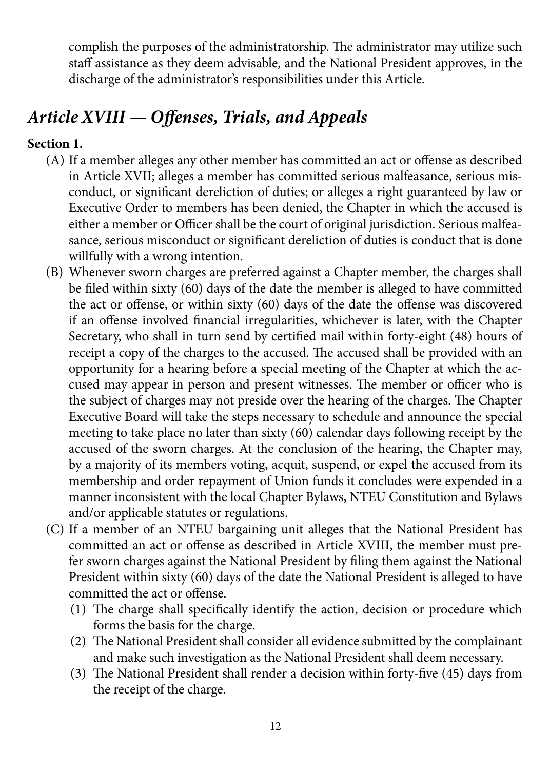complish the purposes of the administratorship. The administrator may utilize such staff assistance as they deem advisable, and the National President approves, in the discharge of the administrator's responsibilities under this Article.

## *Article XVIII — Offenses, Trials, and Appeals*

**Section 1.**

(A) If a member alleges any other member has committed an act or offense as described in Article XVII; alleges a member has committed serious malfeasance, serious misconduct, or significant dereliction of duties; or alleges a right guaranteed by law or Executive Order to members has been denied, the Chapter in which the accused is either a member or Officer shall be the court of original jurisdiction. Serious malfeasance, serious misconduct or significant dereliction of duties is conduct that is done willfully with a wrong intention.

(B) Whenever sworn charges are preferred against a Chapter member, the charges shall be filed within sixty (60) days of the date the member is alleged to have committed the act or offense, or within sixty (60) days of the date the offense was discovered if an offense involved financial irregularities, whichever is later, with the Chapter Secretary, who shall in turn send by certified mail within forty-eight (48) hours of receipt a copy of the charges to the accused. The accused shall be provided with an opportunity for a hearing before a special meeting of the Chapter at which the accused may appear in person and present witnesses. The member or officer who is the subject of charges may not preside over the hearing of the charges. The Chapter Executive Board will take the steps necessary to schedule and announce the special meeting to take place no later than sixty (60) calendar days following receipt by the accused of the sworn charges. At the conclusion of the hearing, the Chapter may, by a majority of its members voting, acquit, suspend, or expel the accused from its membership and order repayment of Union funds it concludes were expended in a manner inconsistent with the local Chapter Bylaws, NTEU Constitution and Bylaws and/or applicable statutes or regulations.

(C) If a member of an NTEU bargaining unit alleges that the National President has committed an act or offense as described in Article XVIII, the member must prefer sworn charges against the National President by filing them against the National President within sixty (60) days of the date the National President is alleged to have committed the act or offense.

   (1) The charge shall specifically identify the action, decision or procedure which forms the basis for the charge.

   (2) The National President shall consider all evidence submitted by the complainant and make such investigation as the National President shall deem necessary.

   (3) The National President shall render a decision within forty-five (45) days from the receipt of the charge.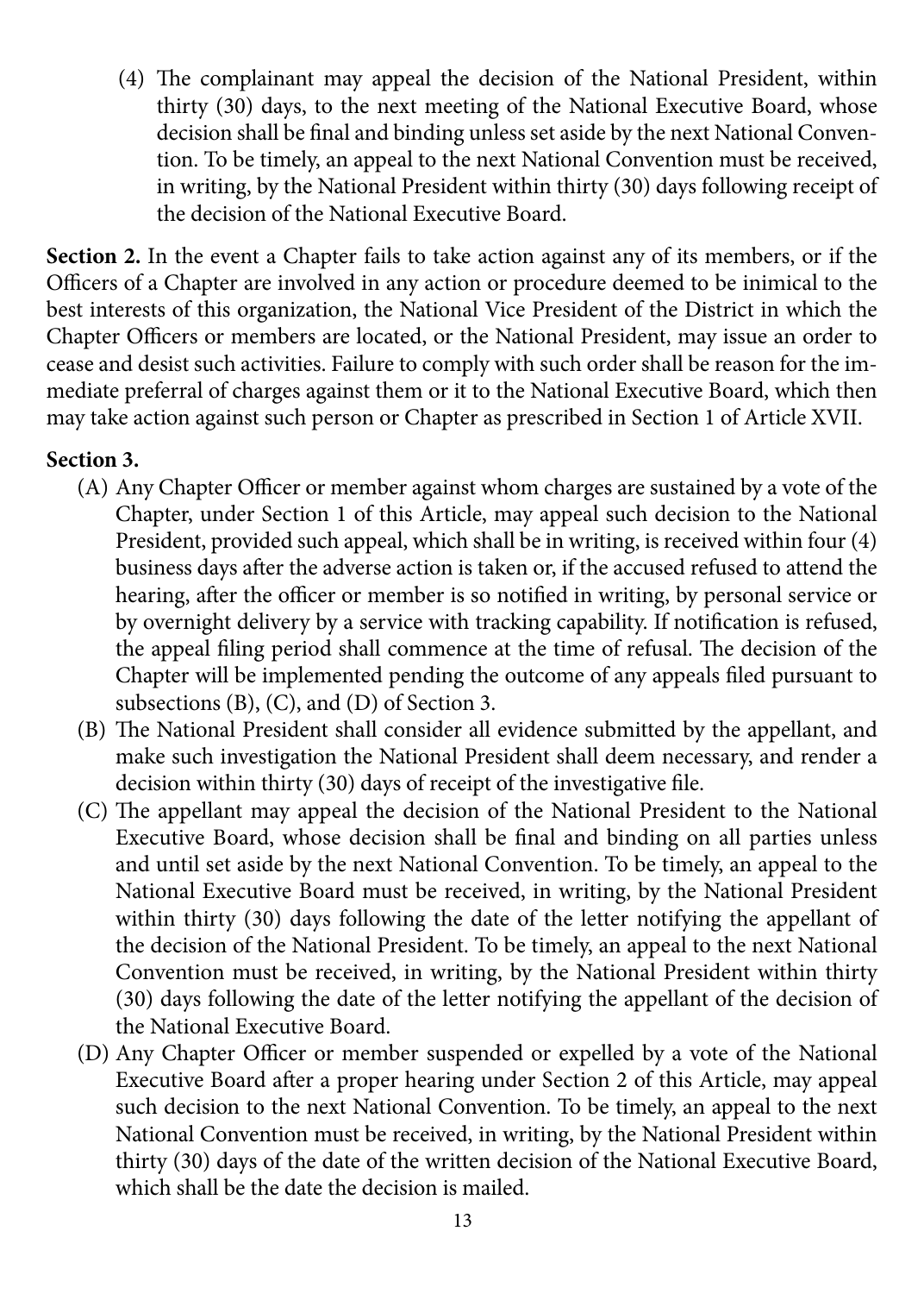(4) The complainant may appeal the decision of the National President, within thirty (30) days, to the next meeting of the National Executive Board, whose decision shall be final and binding unless set aside by the next National Convention. To be timely, an appeal to the next National Convention must be received, in writing, by the National President within thirty (30) days following receipt of the decision of the National Executive Board.

**Section 2.** In the event a Chapter fails to take action against any of its members, or if the Officers of a Chapter are involved in any action or procedure deemed to be inimical to the best interests of this organization, the National Vice President of the District in which the Chapter Officers or members are located, or the National President, may issue an order to cease and desist such activities. Failure to comply with such order shall be reason for the immediate preferral of charges against them or it to the National Executive Board, which then may take action against such person or Chapter as prescribed in Section 1 of Article XVII.

**Section 3.**

(A) Any Chapter Officer or member against whom charges are sustained by a vote of the Chapter, under Section 1 of this Article, may appeal such decision to the National President, provided such appeal, which shall be in writing, is received within four (4) business days after the adverse action is taken or, if the accused refused to attend the hearing, after the officer or member is so notified in writing, by personal service or by overnight delivery by a service with tracking capability. If notification is refused, the appeal filing period shall commence at the time of refusal. The decision of the Chapter will be implemented pending the outcome of any appeals filed pursuant to subsections (B), (C), and (D) of Section 3.

(B) The National President shall consider all evidence submitted by the appellant, and make such investigation the National President shall deem necessary, and render a decision within thirty (30) days of receipt of the investigative file.

(C) The appellant may appeal the decision of the National President to the National Executive Board, whose decision shall be final and binding on all parties unless and until set aside by the next National Convention. To be timely, an appeal to the National Executive Board must be received, in writing, by the National President within thirty (30) days following the date of the letter notifying the appellant of the decision of the National President. To be timely, an appeal to the next National Convention must be received, in writing, by the National President within thirty (30) days following the date of the letter notifying the appellant of the decision of the National Executive Board.

(D) Any Chapter Officer or member suspended or expelled by a vote of the National Executive Board after a proper hearing under Section 2 of this Article, may appeal such decision to the next National Convention. To be timely, an appeal to the next National Convention must be received, in writing, by the National President within thirty (30) days of the date of the written decision of the National Executive Board, which shall be the date the decision is mailed.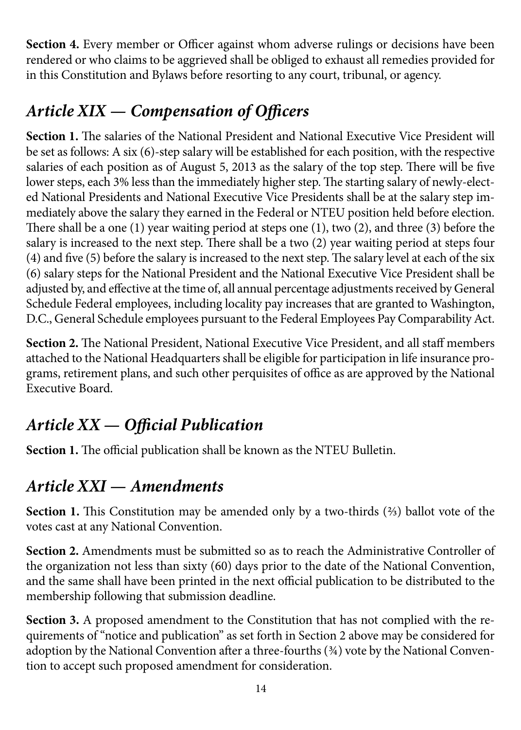**Section 4.** Every member or Officer against whom adverse rulings or decisions have been rendered or who claims to be aggrieved shall be obliged to exhaust all remedies provided for in this Constitution and Bylaws before resorting to any court, tribunal, or agency.

## *Article XIX — Compensation of Officers*

**Section 1.** The salaries of the National President and National Executive Vice President will be set as follows: A six (6)-step salary will be established for each position, with the respective salaries of each position as of August 5, 2013 as the salary of the top step. There will be five lower steps, each 3% less than the immediately higher step. The starting salary of newly-elected National Presidents and National Executive Vice Presidents shall be at the salary step immediately above the salary they earned in the Federal or NTEU position held before election. There shall be a one (1) year waiting period at steps one (1), two (2), and three (3) before the salary is increased to the next step. There shall be a two (2) year waiting period at steps four (4) and five (5) before the salary is increased to the next step. The salary level at each of the six (6) salary steps for the National President and the National Executive Vice President shall be adjusted by, and effective at the time of, all annual percentage adjustments received by General Schedule Federal employees, including locality pay increases that are granted to Washington, D.C., General Schedule employees pursuant to the Federal Employees Pay Comparability Act.

**Section 2.** The National President, National Executive Vice President, and all staff members attached to the National Headquarters shall be eligible for participation in life insurance programs, retirement plans, and such other perquisites of office as are approved by the National Executive Board.

## *Article XX — Official Publication*

**Section 1.** The official publication shall be known as the NTEU Bulletin.

## *Article XXI — Amendments*

**Section 1.** This Constitution may be amended only by a two-thirds (⅔) ballot vote of the votes cast at any National Convention.

**Section 2.** Amendments must be submitted so as to reach the Administrative Controller of the organization not less than sixty (60) days prior to the date of the National Convention, and the same shall have been printed in the next official publication to be distributed to the membership following that submission deadline.

**Section 3.** A proposed amendment to the Constitution that has not complied with the requirements of "notice and publication" as set forth in Section 2 above may be considered for adoption by the National Convention after a three-fourths (¾) vote by the National Convention to accept such proposed amendment for consideration.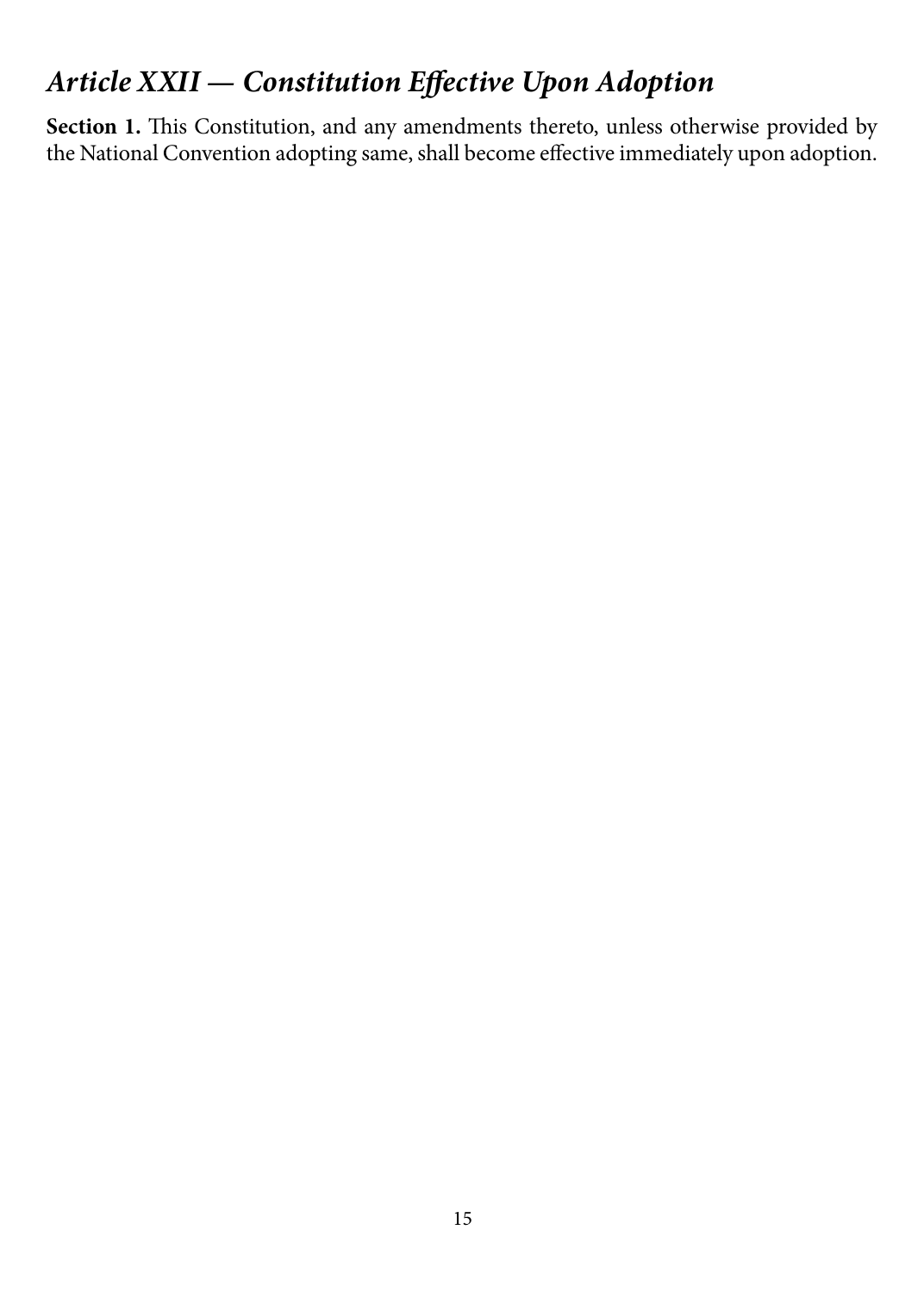## *Article XXII — Constitution Effective Upon Adoption*

**Section 1.** This Constitution, and any amendments thereto, unless otherwise provided by the National Convention adopting same, shall become effective immediately upon adoption.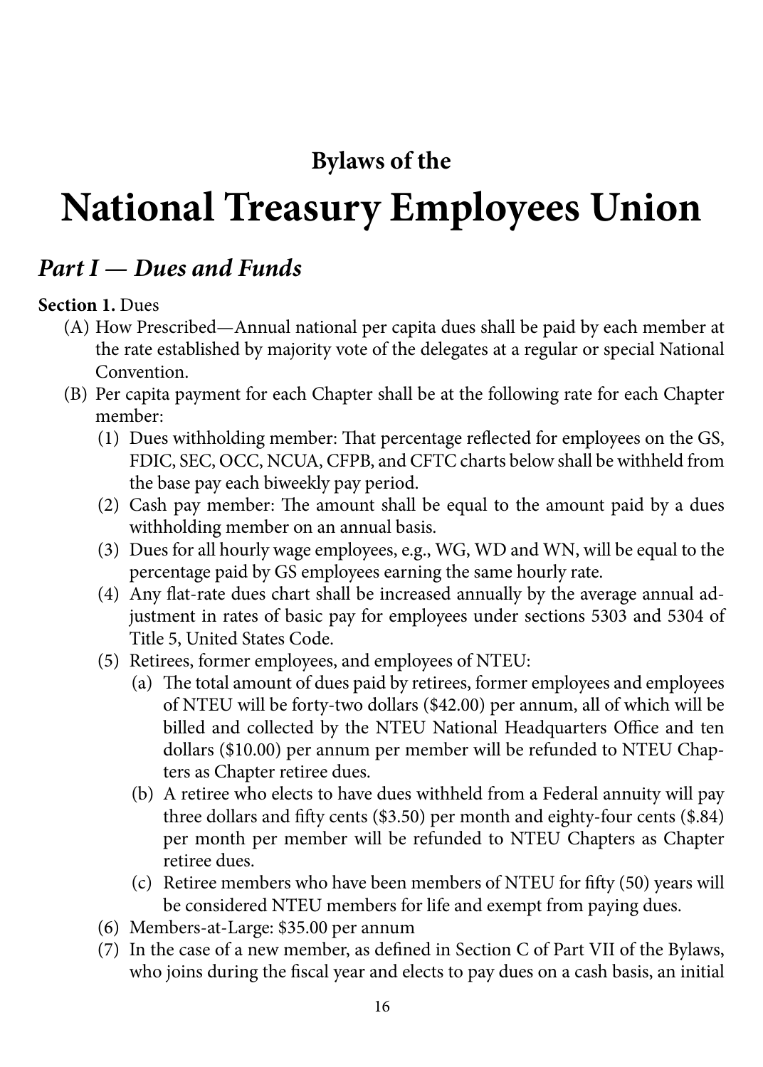## Bylaws of the

# National Treasury Employees Union

## *Part I — Dues and Funds*

**Section 1.** Dues

- (A) How Prescribed—Annual national per capita dues shall be paid by each member at the rate established by majority vote of the delegates at a regular or special National Convention.
- (B) Per capita payment for each Chapter shall be at the following rate for each Chapter member:
  - (1) Dues withholding member: That percentage reflected for employees on the GS, FDIC, SEC, OCC, NCUA, CFPB, and CFTC charts below shall be withheld from the base pay each biweekly pay period.
  - (2) Cash pay member: The amount shall be equal to the amount paid by a dues withholding member on an annual basis.
  - (3) Dues for all hourly wage employees, e.g., WG, WD and WN, will be equal to the percentage paid by GS employees earning the same hourly rate.
  - (4) Any flat-rate dues chart shall be increased annually by the average annual adjustment in rates of basic pay for employees under sections 5303 and 5304 of Title 5, United States Code.
  - (5) Retirees, former employees, and employees of NTEU:
    - (a) The total amount of dues paid by retirees, former employees and employees of NTEU will be forty-two dollars ($42.00) per annum, all of which will be billed and collected by the NTEU National Headquarters Office and ten dollars ($10.00) per annum per member will be refunded to NTEU Chapters as Chapter retiree dues.
    - (b) A retiree who elects to have dues withheld from a Federal annuity will pay three dollars and fifty cents ($3.50) per month and eighty-four cents ($.84) per month per member will be refunded to NTEU Chapters as Chapter retiree dues.
    - (c) Retiree members who have been members of NTEU for fifty (50) years will be considered NTEU members for life and exempt from paying dues.
  - (6) Members-at-Large: $35.00 per annum
  - (7) In the case of a new member, as defined in Section C of Part VII of the Bylaws, who joins during the fiscal year and elects to pay dues on a cash basis, an initial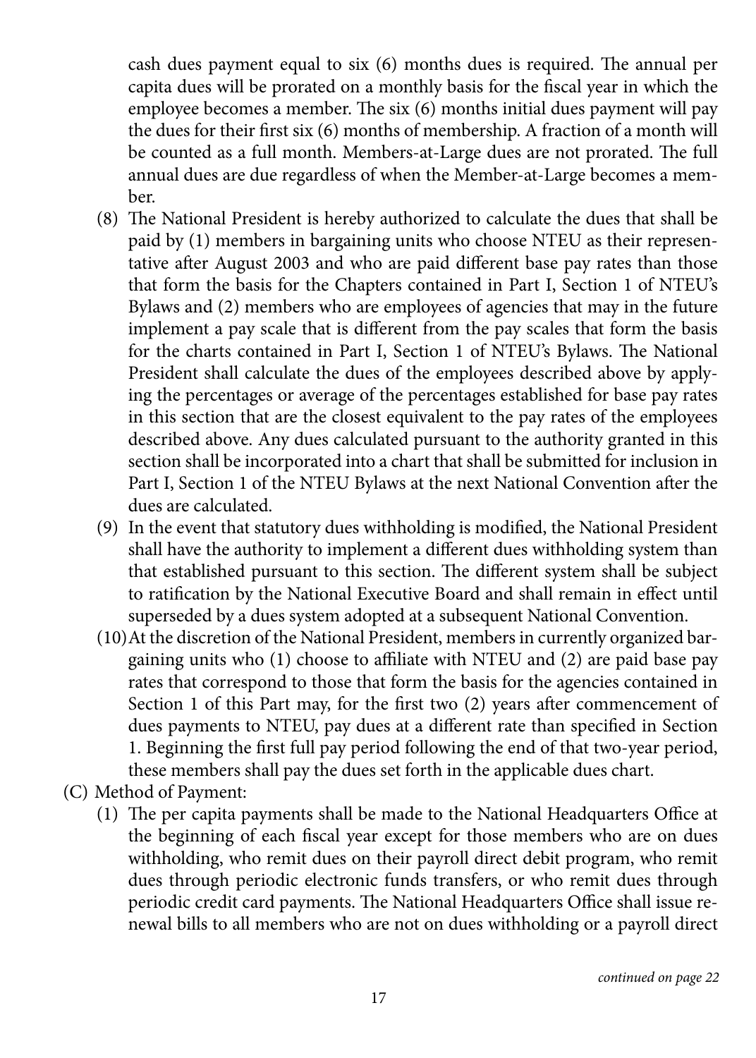cash dues payment equal to six (6) months dues is required. The annual per capita dues will be prorated on a monthly basis for the fiscal year in which the employee becomes a member. The six (6) months initial dues payment will pay the dues for their first six (6) months of membership. A fraction of a month will be counted as a full month. Members-at-Large dues are not prorated. The full annual dues are due regardless of when the Member-at-Large becomes a member.

(8) The National President is hereby authorized to calculate the dues that shall be paid by (1) members in bargaining units who choose NTEU as their representative after August 2003 and who are paid different base pay rates than those that form the basis for the Chapters contained in Part I, Section 1 of NTEU's Bylaws and (2) members who are employees of agencies that may in the future implement a pay scale that is different from the pay scales that form the basis for the charts contained in Part I, Section 1 of NTEU's Bylaws. The National President shall calculate the dues of the employees described above by applying the percentages or average of the percentages established for base pay rates in this section that are the closest equivalent to the pay rates of the employees described above. Any dues calculated pursuant to the authority granted in this section shall be incorporated into a chart that shall be submitted for inclusion in Part I, Section 1 of the NTEU Bylaws at the next National Convention after the dues are calculated.

(9) In the event that statutory dues withholding is modified, the National President shall have the authority to implement a different dues withholding system than that established pursuant to this section. The different system shall be subject to ratification by the National Executive Board and shall remain in effect until superseded by a dues system adopted at a subsequent National Convention.

(10) At the discretion of the National President, members in currently organized bargaining units who (1) choose to affiliate with NTEU and (2) are paid base pay rates that correspond to those that form the basis for the agencies contained in Section 1 of this Part may, for the first two (2) years after commencement of dues payments to NTEU, pay dues at a different rate than specified in Section 1. Beginning the first full pay period following the end of that two-year period, these members shall pay the dues set forth in the applicable dues chart.

(C) Method of Payment:

(1) The per capita payments shall be made to the National Headquarters Office at the beginning of each fiscal year except for those members who are on dues withholding, who remit dues on their payroll direct debit program, who remit dues through periodic electronic funds transfers, or who remit dues through periodic credit card payments. The National Headquarters Office shall issue renewal bills to all members who are not on dues withholding or a payroll direct

*continued on page 22*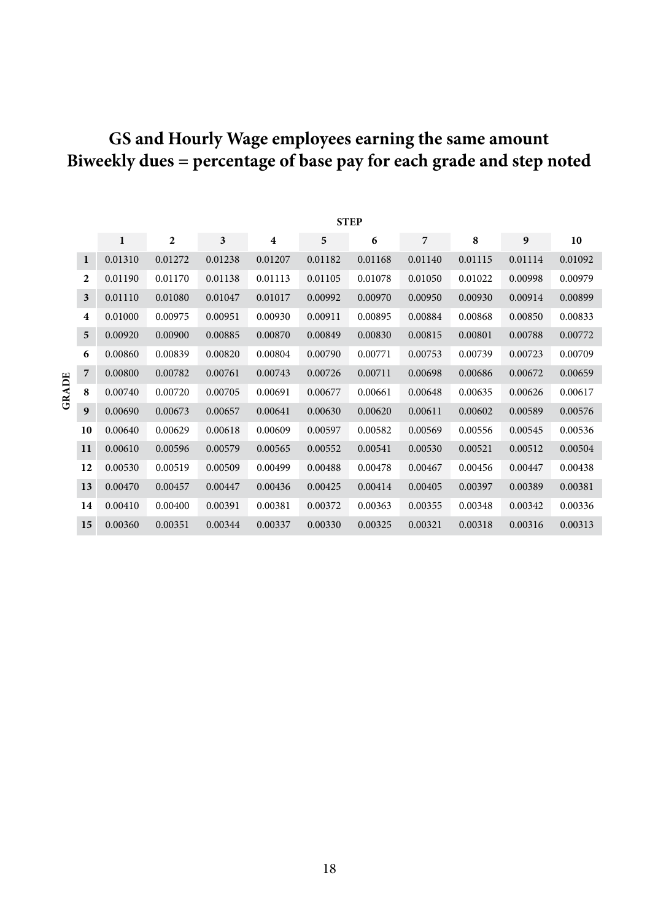# GS and Hourly Wage employees earning the same amount
# Biweekly dues = percentage of base pay for each grade and step noted

| | STEP | | | | | | | | | |
|---|---|---|---|---|---|---|---|---|---|---|
| **GRADE** | **1** | **2** | **3** | **4** | **5** | **6** | **7** | **8** | **9** | **10** |
| **1** | 0.01310 | 0.01272 | 0.01238 | 0.01207 | 0.01182 | 0.01168 | 0.01140 | 0.01115 | 0.01114 | 0.01092 |
| **2** | 0.01190 | 0.01170 | 0.01138 | 0.01113 | 0.01105 | 0.01078 | 0.01050 | 0.01022 | 0.00998 | 0.00979 |
| **3** | 0.01110 | 0.01080 | 0.01047 | 0.01017 | 0.00992 | 0.00970 | 0.00950 | 0.00930 | 0.00914 | 0.00899 |
| **4** | 0.01000 | 0.00975 | 0.00951 | 0.00930 | 0.00911 | 0.00895 | 0.00884 | 0.00868 | 0.00850 | 0.00833 |
| **5** | 0.00920 | 0.00900 | 0.00885 | 0.00870 | 0.00849 | 0.00830 | 0.00815 | 0.00801 | 0.00788 | 0.00772 |
| **6** | 0.00860 | 0.00839 | 0.00820 | 0.00804 | 0.00790 | 0.00771 | 0.00753 | 0.00739 | 0.00723 | 0.00709 |
| **7** | 0.00800 | 0.00782 | 0.00761 | 0.00743 | 0.00726 | 0.00711 | 0.00698 | 0.00686 | 0.00672 | 0.00659 |
| **8** | 0.00740 | 0.00720 | 0.00705 | 0.00691 | 0.00677 | 0.00661 | 0.00648 | 0.00635 | 0.00626 | 0.00617 |
| **9** | 0.00690 | 0.00673 | 0.00657 | 0.00641 | 0.00630 | 0.00620 | 0.00611 | 0.00602 | 0.00589 | 0.00576 |
| **10** | 0.00640 | 0.00629 | 0.00618 | 0.00609 | 0.00597 | 0.00582 | 0.00569 | 0.00556 | 0.00545 | 0.00536 |
| **11** | 0.00610 | 0.00596 | 0.00579 | 0.00565 | 0.00552 | 0.00541 | 0.00530 | 0.00521 | 0.00512 | 0.00504 |
| **12** | 0.00530 | 0.00519 | 0.00509 | 0.00499 | 0.00488 | 0.00478 | 0.00467 | 0.00456 | 0.00447 | 0.00438 |
| **13** | 0.00470 | 0.00457 | 0.00447 | 0.00436 | 0.00425 | 0.00414 | 0.00405 | 0.00397 | 0.00389 | 0.00381 |
| **14** | 0.00410 | 0.00400 | 0.00391 | 0.00381 | 0.00372 | 0.00363 | 0.00355 | 0.00348 | 0.00342 | 0.00336 |
| **15** | 0.00360 | 0.00351 | 0.00344 | 0.00337 | 0.00330 | 0.00325 | 0.00321 | 0.00318 | 0.00316 | 0.00313 |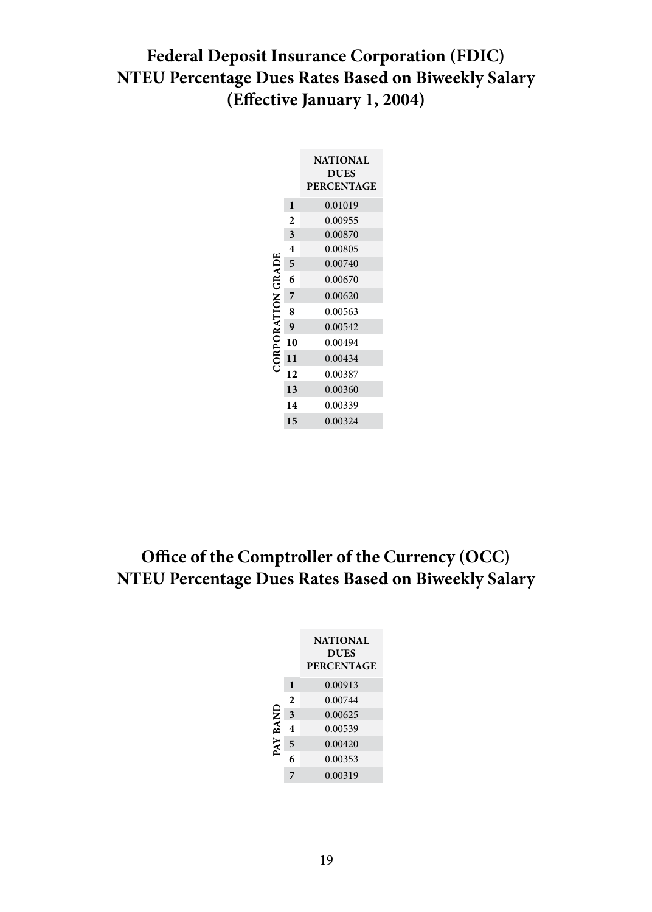## Federal Deposit Insurance Corporation (FDIC) NTEU Percentage Dues Rates Based on Biweekly Salary (Effective January 1, 2004)

| CORPORATION GRADE | NATIONAL DUES PERCENTAGE |
|---|---|
| 1 | 0.01019 |
| 2 | 0.00955 |
| 3 | 0.00870 |
| 4 | 0.00805 |
| 5 | 0.00740 |
| 6 | 0.00670 |
| 7 | 0.00620 |
| 8 | 0.00563 |
| 9 | 0.00542 |
| 10 | 0.00494 |
| 11 | 0.00434 |
| 12 | 0.00387 |
| 13 | 0.00360 |
| 14 | 0.00339 |
| 15 | 0.00324 |

## Office of the Comptroller of the Currency (OCC) NTEU Percentage Dues Rates Based on Biweekly Salary

| PAY BAND | NATIONAL DUES PERCENTAGE |
|---|---|
| 1 | 0.00913 |
| 2 | 0.00744 |
| 3 | 0.00625 |
| 4 | 0.00539 |
| 5 | 0.00420 |
| 6 | 0.00353 |
| 7 | 0.00319 |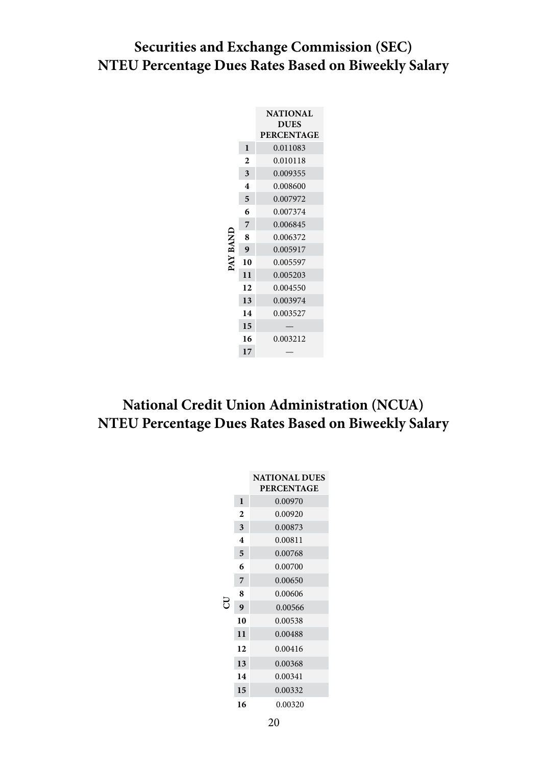## Securities and Exchange Commission (SEC)
## NTEU Percentage Dues Rates Based on Biweekly Salary

| PAY BAND | NATIONAL DUES PERCENTAGE |
|---|---|
| 1 | 0.011083 |
| 2 | 0.010118 |
| 3 | 0.009355 |
| 4 | 0.008600 |
| 5 | 0.007972 |
| 6 | 0.007374 |
| 7 | 0.006845 |
| 8 | 0.006372 |
| 9 | 0.005917 |
| 10 | 0.005597 |
| 11 | 0.005203 |
| 12 | 0.004550 |
| 13 | 0.003974 |
| 14 | 0.003527 |
| 15 | — |
| 16 | 0.003212 |
| 17 | — |

## National Credit Union Administration (NCUA)
## NTEU Percentage Dues Rates Based on Biweekly Salary

| CU | NATIONAL DUES PERCENTAGE |
|---|---|
| 1 | 0.00970 |
| 2 | 0.00920 |
| 3 | 0.00873 |
| 4 | 0.00811 |
| 5 | 0.00768 |
| 6 | 0.00700 |
| 7 | 0.00650 |
| 8 | 0.00606 |
| 9 | 0.00566 |
| 10 | 0.00538 |
| 11 | 0.00488 |
| 12 | 0.00416 |
| 13 | 0.00368 |
| 14 | 0.00341 |
| 15 | 0.00332 |
| 16 | 0.00320 |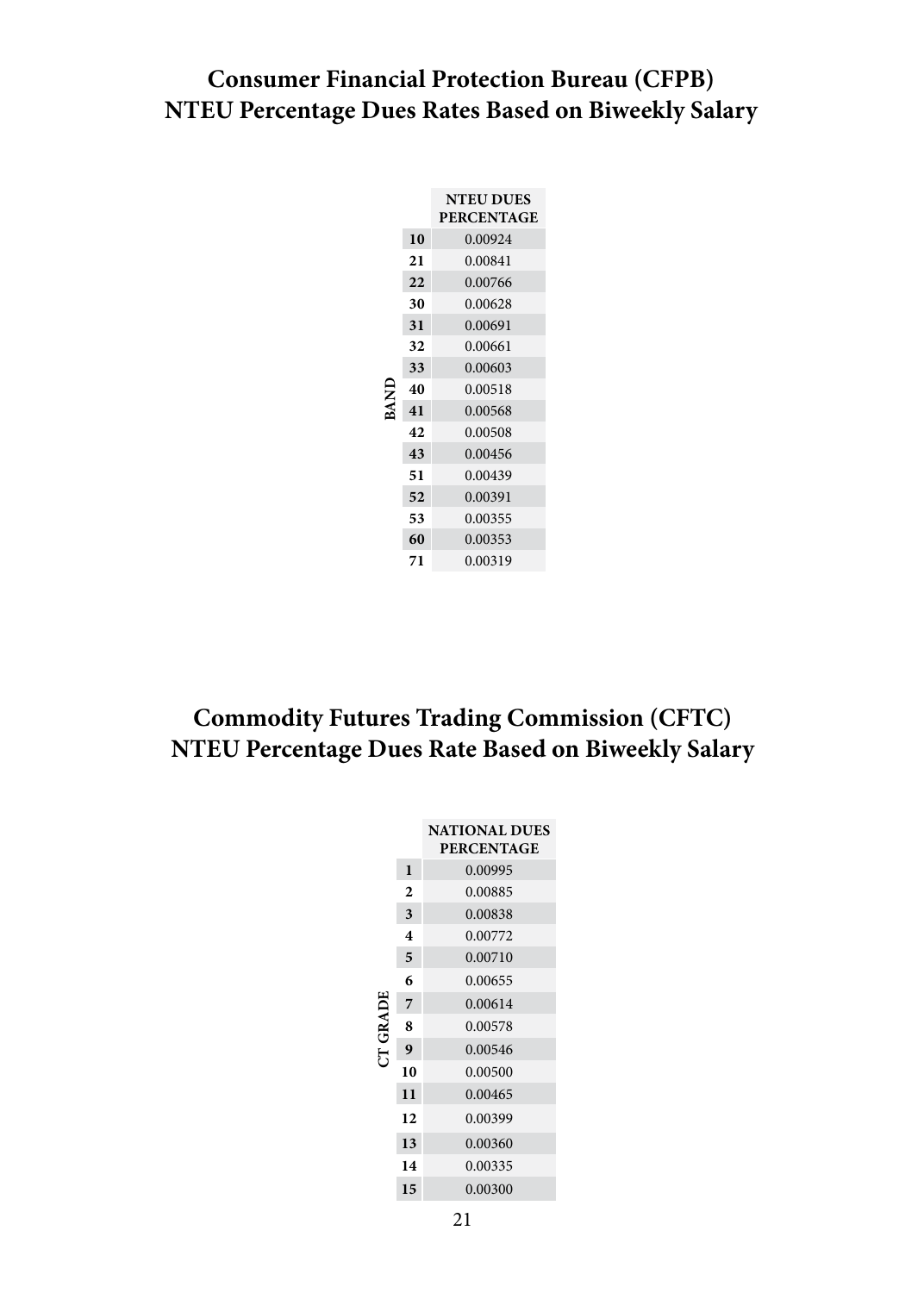## Consumer Financial Protection Bureau (CFPB)
## NTEU Percentage Dues Rates Based on Biweekly Salary

| BAND | NTEU DUES PERCENTAGE |
|---|---|
| 10 | 0.00924 |
| 21 | 0.00841 |
| 22 | 0.00766 |
| 30 | 0.00628 |
| 31 | 0.00691 |
| 32 | 0.00661 |
| 33 | 0.00603 |
| 40 | 0.00518 |
| 41 | 0.00568 |
| 42 | 0.00508 |
| 43 | 0.00456 |
| 51 | 0.00439 |
| 52 | 0.00391 |
| 53 | 0.00355 |
| 60 | 0.00353 |
| 71 | 0.00319 |

## Commodity Futures Trading Commission (CFTC)
## NTEU Percentage Dues Rate Based on Biweekly Salary

| CT GRADE | NATIONAL DUES PERCENTAGE |
|---|---|
| 1 | 0.00995 |
| 2 | 0.00885 |
| 3 | 0.00838 |
| 4 | 0.00772 |
| 5 | 0.00710 |
| 6 | 0.00655 |
| 7 | 0.00614 |
| 8 | 0.00578 |
| 9 | 0.00546 |
| 10 | 0.00500 |
| 11 | 0.00465 |
| 12 | 0.00399 |
| 13 | 0.00360 |
| 14 | 0.00335 |
| 15 | 0.00300 |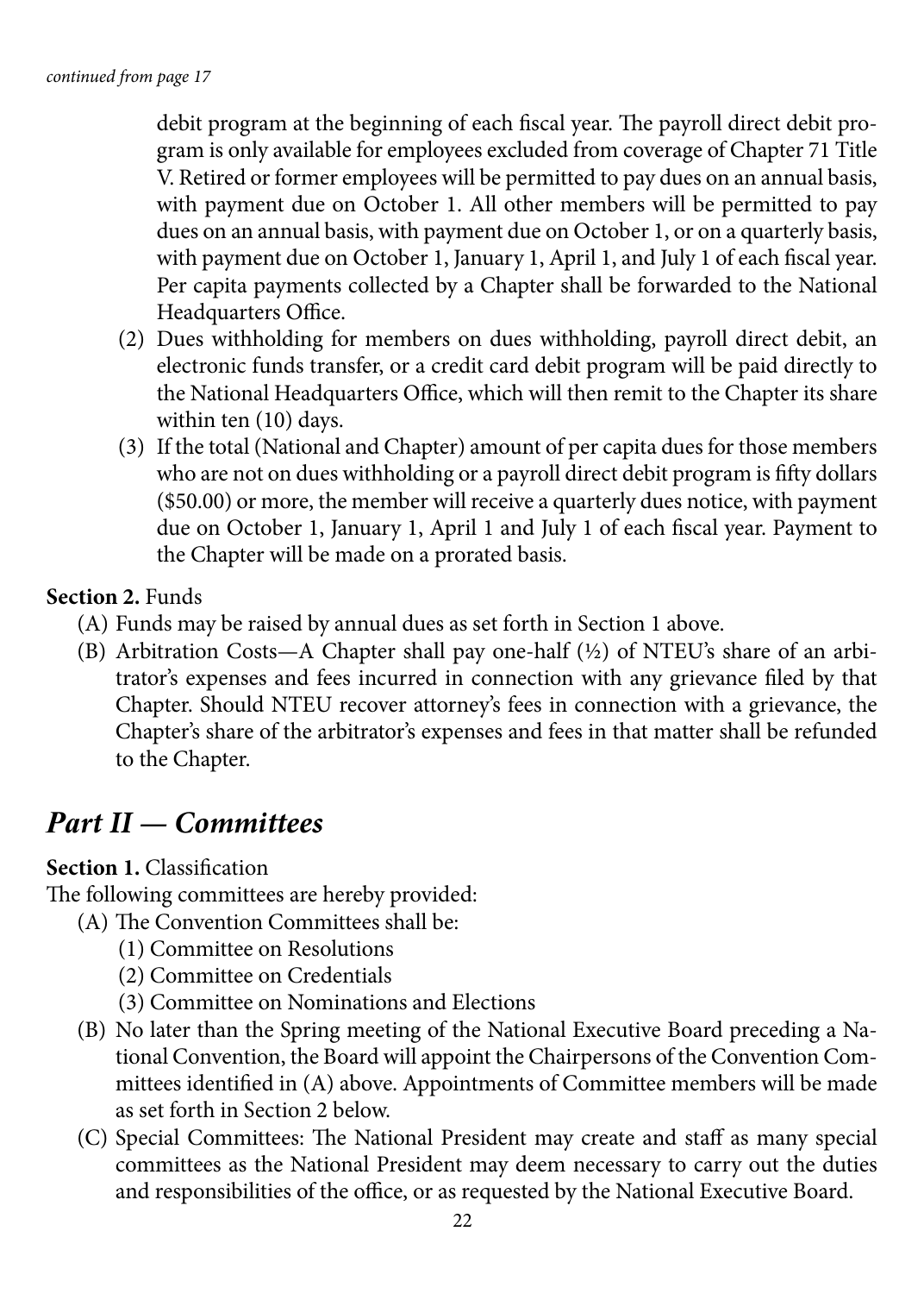*continued from page 17*

debit program at the beginning of each fiscal year. The payroll direct debit program is only available for employees excluded from coverage of Chapter 71 Title V. Retired or former employees will be permitted to pay dues on an annual basis, with payment due on October 1. All other members will be permitted to pay dues on an annual basis, with payment due on October 1, or on a quarterly basis, with payment due on October 1, January 1, April 1, and July 1 of each fiscal year. Per capita payments collected by a Chapter shall be forwarded to the National Headquarters Office.

(2) Dues withholding for members on dues withholding, payroll direct debit, an electronic funds transfer, or a credit card debit program will be paid directly to the National Headquarters Office, which will then remit to the Chapter its share within ten (10) days.

(3) If the total (National and Chapter) amount of per capita dues for those members who are not on dues withholding or a payroll direct debit program is fifty dollars ($50.00) or more, the member will receive a quarterly dues notice, with payment due on October 1, January 1, April 1 and July 1 of each fiscal year. Payment to the Chapter will be made on a prorated basis.

**Section 2.** Funds

(A) Funds may be raised by annual dues as set forth in Section 1 above.

(B) Arbitration Costs—A Chapter shall pay one-half (½) of NTEU's share of an arbitrator's expenses and fees incurred in connection with any grievance filed by that Chapter. Should NTEU recover attorney's fees in connection with a grievance, the Chapter's share of the arbitrator's expenses and fees in that matter shall be refunded to the Chapter.

## *Part II — Committees*

**Section 1.** Classification

The following committees are hereby provided:

(A) The Convention Committees shall be:

  (1) Committee on Resolutions

  (2) Committee on Credentials

  (3) Committee on Nominations and Elections

(B) No later than the Spring meeting of the National Executive Board preceding a National Convention, the Board will appoint the Chairpersons of the Convention Committees identified in (A) above. Appointments of Committee members will be made as set forth in Section 2 below.

(C) Special Committees: The National President may create and staff as many special committees as the National President may deem necessary to carry out the duties and responsibilities of the office, or as requested by the National Executive Board.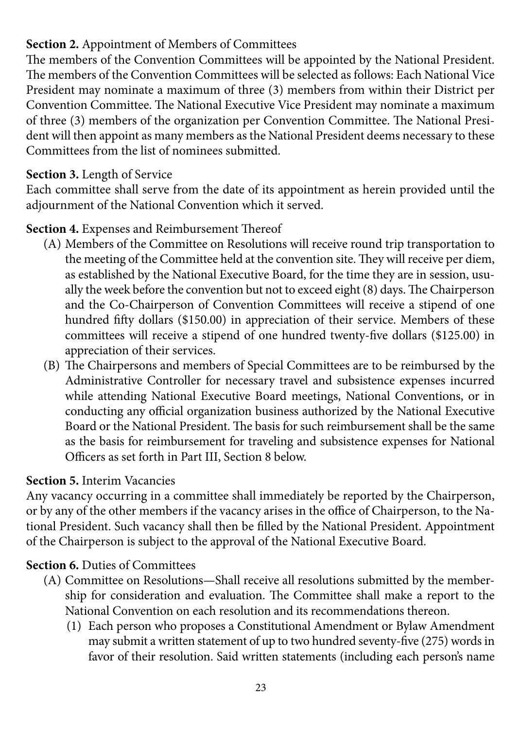**Section 2.** Appointment of Members of Committees

The members of the Convention Committees will be appointed by the National President. The members of the Convention Committees will be selected as follows: Each National Vice President may nominate a maximum of three (3) members from within their District per Convention Committee. The National Executive Vice President may nominate a maximum of three (3) members of the organization per Convention Committee. The National President will then appoint as many members as the National President deems necessary to these Committees from the list of nominees submitted.

**Section 3.** Length of Service

Each committee shall serve from the date of its appointment as herein provided until the adjournment of the National Convention which it served.

**Section 4.** Expenses and Reimbursement Thereof

(A) Members of the Committee on Resolutions will receive round trip transportation to the meeting of the Committee held at the convention site. They will receive per diem, as established by the National Executive Board, for the time they are in session, usually the week before the convention but not to exceed eight (8) days. The Chairperson and the Co-Chairperson of Convention Committees will receive a stipend of one hundred fifty dollars ($150.00) in appreciation of their service. Members of these committees will receive a stipend of one hundred twenty-five dollars ($125.00) in appreciation of their services.

(B) The Chairpersons and members of Special Committees are to be reimbursed by the Administrative Controller for necessary travel and subsistence expenses incurred while attending National Executive Board meetings, National Conventions, or in conducting any official organization business authorized by the National Executive Board or the National President. The basis for such reimbursement shall be the same as the basis for reimbursement for traveling and subsistence expenses for National Officers as set forth in Part III, Section 8 below.

**Section 5.** Interim Vacancies

Any vacancy occurring in a committee shall immediately be reported by the Chairperson, or by any of the other members if the vacancy arises in the office of Chairperson, to the National President. Such vacancy shall then be filled by the National President. Appointment of the Chairperson is subject to the approval of the National Executive Board.

**Section 6.** Duties of Committees

(A) Committee on Resolutions—Shall receive all resolutions submitted by the membership for consideration and evaluation. The Committee shall make a report to the National Convention on each resolution and its recommendations thereon.

   (1) Each person who proposes a Constitutional Amendment or Bylaw Amendment may submit a written statement of up to two hundred seventy-five (275) words in favor of their resolution. Said written statements (including each person's name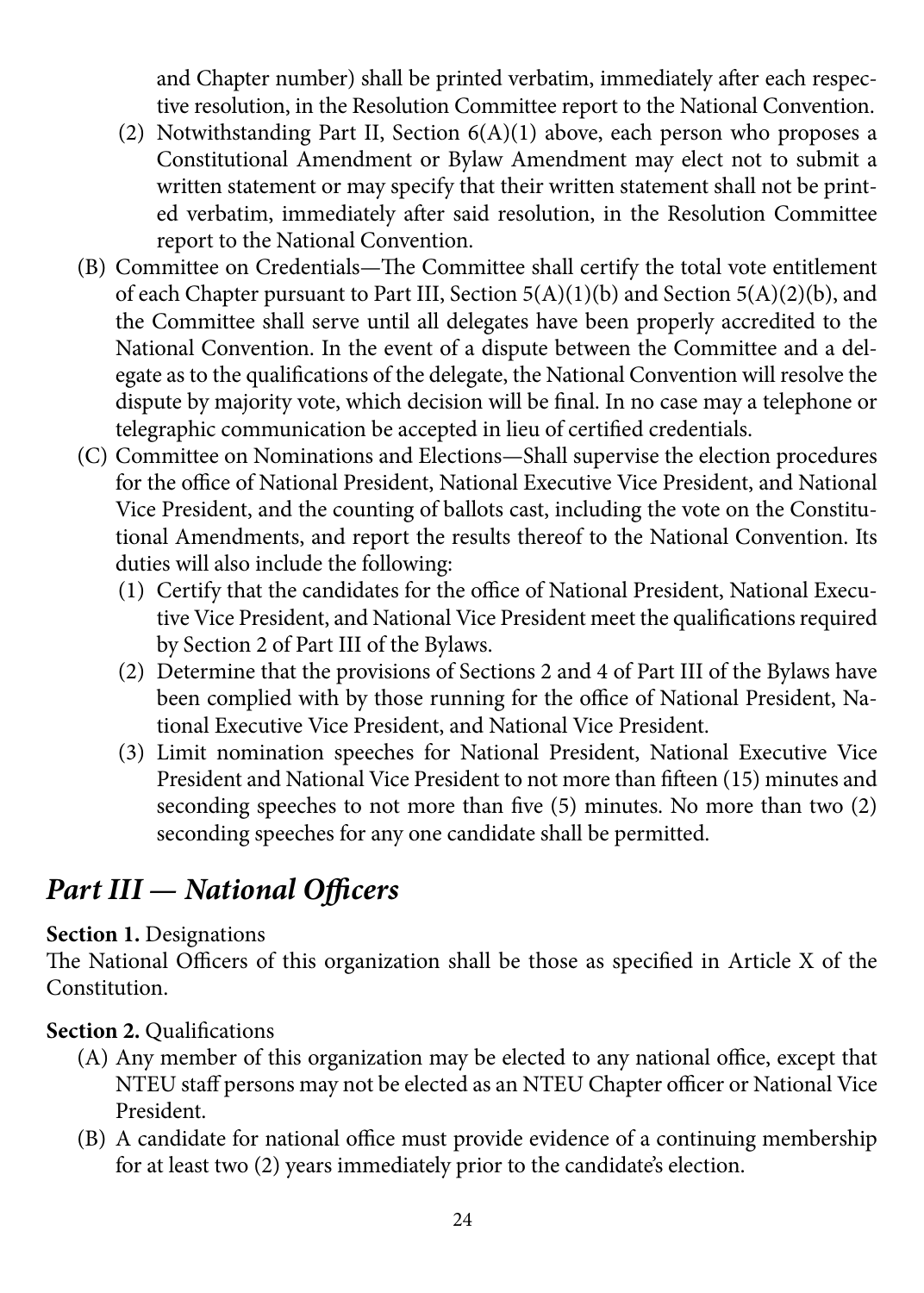and Chapter number) shall be printed verbatim, immediately after each respective resolution, in the Resolution Committee report to the National Convention.

(2) Notwithstanding Part II, Section 6(A)(1) above, each person who proposes a Constitutional Amendment or Bylaw Amendment may elect not to submit a written statement or may specify that their written statement shall not be printed verbatim, immediately after said resolution, in the Resolution Committee report to the National Convention.

(B) Committee on Credentials—The Committee shall certify the total vote entitlement of each Chapter pursuant to Part III, Section 5(A)(1)(b) and Section 5(A)(2)(b), and the Committee shall serve until all delegates have been properly accredited to the National Convention. In the event of a dispute between the Committee and a delegate as to the qualifications of the delegate, the National Convention will resolve the dispute by majority vote, which decision will be final. In no case may a telephone or telegraphic communication be accepted in lieu of certified credentials.

(C) Committee on Nominations and Elections—Shall supervise the election procedures for the office of National President, National Executive Vice President, and National Vice President, and the counting of ballots cast, including the vote on the Constitutional Amendments, and report the results thereof to the National Convention. Its duties will also include the following:

(1) Certify that the candidates for the office of National President, National Executive Vice President, and National Vice President meet the qualifications required by Section 2 of Part III of the Bylaws.

(2) Determine that the provisions of Sections 2 and 4 of Part III of the Bylaws have been complied with by those running for the office of National President, National Executive Vice President, and National Vice President.

(3) Limit nomination speeches for National President, National Executive Vice President and National Vice President to not more than fifteen (15) minutes and seconding speeches to not more than five (5) minutes. No more than two (2) seconding speeches for any one candidate shall be permitted.

## *Part III — National Officers*

**Section 1.** Designations

The National Officers of this organization shall be those as specified in Article X of the Constitution.

**Section 2.** Qualifications

(A) Any member of this organization may be elected to any national office, except that NTEU staff persons may not be elected as an NTEU Chapter officer or National Vice President.

(B) A candidate for national office must provide evidence of a continuing membership for at least two (2) years immediately prior to the candidate's election.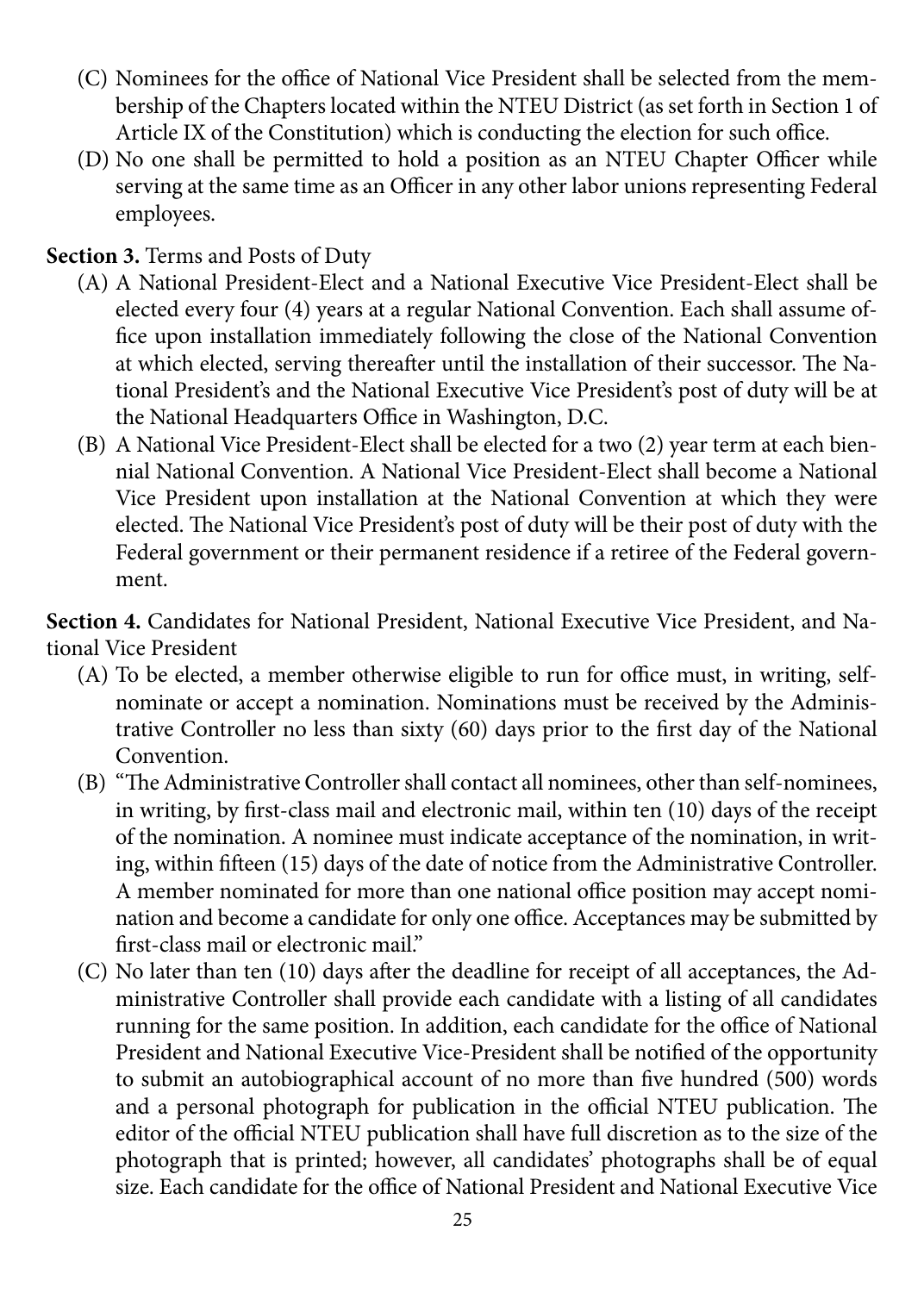(C) Nominees for the office of National Vice President shall be selected from the membership of the Chapters located within the NTEU District (as set forth in Section 1 of Article IX of the Constitution) which is conducting the election for such office.

(D) No one shall be permitted to hold a position as an NTEU Chapter Officer while serving at the same time as an Officer in any other labor unions representing Federal employees.

**Section 3.** Terms and Posts of Duty

(A) A National President-Elect and a National Executive Vice President-Elect shall be elected every four (4) years at a regular National Convention. Each shall assume office upon installation immediately following the close of the National Convention at which elected, serving thereafter until the installation of their successor. The National President's and the National Executive Vice President's post of duty will be at the National Headquarters Office in Washington, D.C.

(B) A National Vice President-Elect shall be elected for a two (2) year term at each biennial National Convention. A National Vice President-Elect shall become a National Vice President upon installation at the National Convention at which they were elected. The National Vice President's post of duty will be their post of duty with the Federal government or their permanent residence if a retiree of the Federal government.

**Section 4.** Candidates for National President, National Executive Vice President, and National Vice President

(A) To be elected, a member otherwise eligible to run for office must, in writing, self-nominate or accept a nomination. Nominations must be received by the Administrative Controller no less than sixty (60) days prior to the first day of the National Convention.

(B) "The Administrative Controller shall contact all nominees, other than self-nominees, in writing, by first-class mail and electronic mail, within ten (10) days of the receipt of the nomination. A nominee must indicate acceptance of the nomination, in writing, within fifteen (15) days of the date of notice from the Administrative Controller. A member nominated for more than one national office position may accept nomination and become a candidate for only one office. Acceptances may be submitted by first-class mail or electronic mail."

(C) No later than ten (10) days after the deadline for receipt of all acceptances, the Administrative Controller shall provide each candidate with a listing of all candidates running for the same position. In addition, each candidate for the office of National President and National Executive Vice-President shall be notified of the opportunity to submit an autobiographical account of no more than five hundred (500) words and a personal photograph for publication in the official NTEU publication. The editor of the official NTEU publication shall have full discretion as to the size of the photograph that is printed; however, all candidates' photographs shall be of equal size. Each candidate for the office of National President and National Executive Vice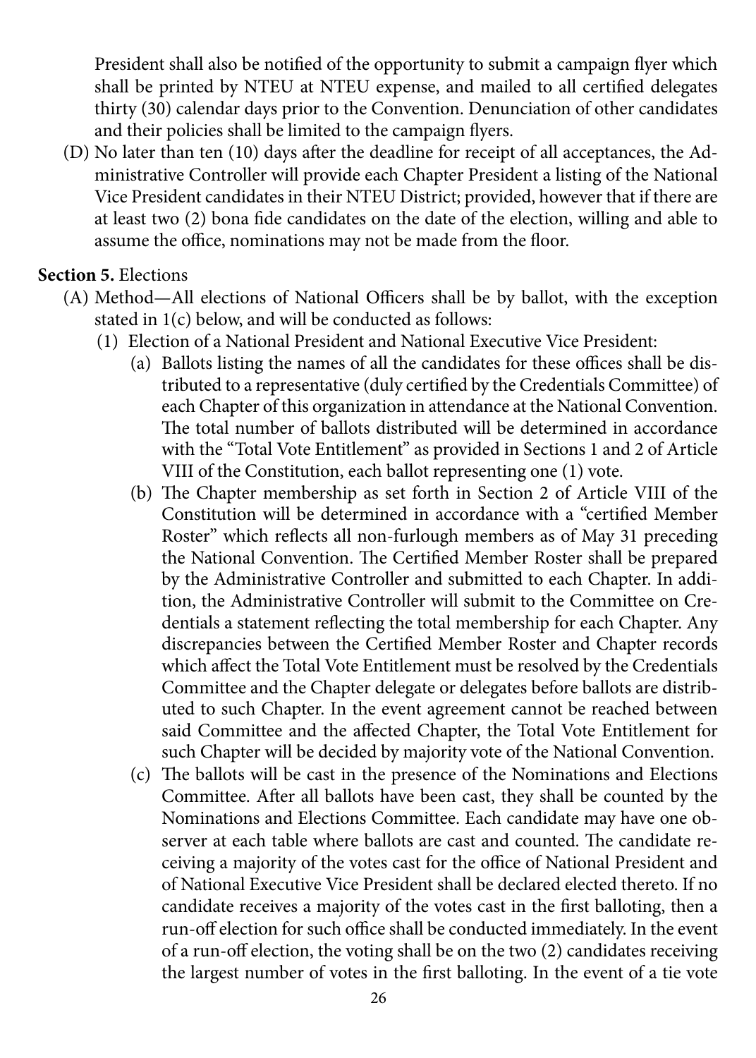President shall also be notified of the opportunity to submit a campaign flyer which shall be printed by NTEU at NTEU expense, and mailed to all certified delegates thirty (30) calendar days prior to the Convention. Denunciation of other candidates and their policies shall be limited to the campaign flyers.

(D) No later than ten (10) days after the deadline for receipt of all acceptances, the Administrative Controller will provide each Chapter President a listing of the National Vice President candidates in their NTEU District; provided, however that if there are at least two (2) bona fide candidates on the date of the election, willing and able to assume the office, nominations may not be made from the floor.

**Section 5.** Elections

(A) Method—All elections of National Officers shall be by ballot, with the exception stated in 1(c) below, and will be conducted as follows:

(1) Election of a National President and National Executive Vice President:

(a) Ballots listing the names of all the candidates for these offices shall be distributed to a representative (duly certified by the Credentials Committee) of each Chapter of this organization in attendance at the National Convention. The total number of ballots distributed will be determined in accordance with the "Total Vote Entitlement" as provided in Sections 1 and 2 of Article VIII of the Constitution, each ballot representing one (1) vote.

(b) The Chapter membership as set forth in Section 2 of Article VIII of the Constitution will be determined in accordance with a "certified Member Roster" which reflects all non-furlough members as of May 31 preceding the National Convention. The Certified Member Roster shall be prepared by the Administrative Controller and submitted to each Chapter. In addition, the Administrative Controller will submit to the Committee on Credentials a statement reflecting the total membership for each Chapter. Any discrepancies between the Certified Member Roster and Chapter records which affect the Total Vote Entitlement must be resolved by the Credentials Committee and the Chapter delegate or delegates before ballots are distributed to such Chapter. In the event agreement cannot be reached between said Committee and the affected Chapter, the Total Vote Entitlement for such Chapter will be decided by majority vote of the National Convention.

(c) The ballots will be cast in the presence of the Nominations and Elections Committee. After all ballots have been cast, they shall be counted by the Nominations and Elections Committee. Each candidate may have one observer at each table where ballots are cast and counted. The candidate receiving a majority of the votes cast for the office of National President and of National Executive Vice President shall be declared elected thereto. If no candidate receives a majority of the votes cast in the first balloting, then a run-off election for such office shall be conducted immediately. In the event of a run-off election, the voting shall be on the two (2) candidates receiving the largest number of votes in the first balloting. In the event of a tie vote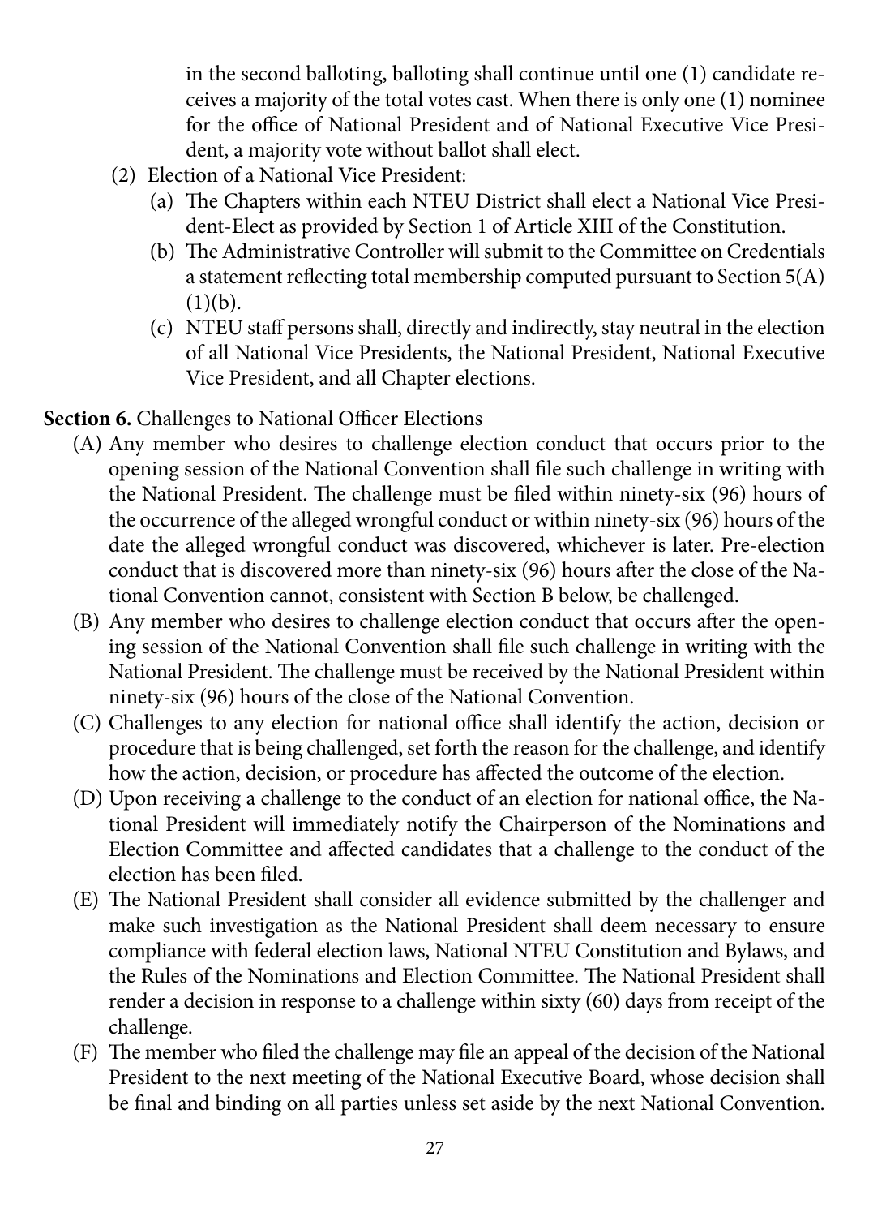in the second balloting, balloting shall continue until one (1) candidate receives a majority of the total votes cast. When there is only one (1) nominee for the office of National President and of National Executive Vice President, a majority vote without ballot shall elect.

(2) Election of a National Vice President:

(a) The Chapters within each NTEU District shall elect a National Vice President-Elect as provided by Section 1 of Article XIII of the Constitution.

(b) The Administrative Controller will submit to the Committee on Credentials a statement reflecting total membership computed pursuant to Section 5(A)(1)(b).

(c) NTEU staff persons shall, directly and indirectly, stay neutral in the election of all National Vice Presidents, the National President, National Executive Vice President, and all Chapter elections.

**Section 6.** Challenges to National Officer Elections

(A) Any member who desires to challenge election conduct that occurs prior to the opening session of the National Convention shall file such challenge in writing with the National President. The challenge must be filed within ninety-six (96) hours of the occurrence of the alleged wrongful conduct or within ninety-six (96) hours of the date the alleged wrongful conduct was discovered, whichever is later. Pre-election conduct that is discovered more than ninety-six (96) hours after the close of the National Convention cannot, consistent with Section B below, be challenged.

(B) Any member who desires to challenge election conduct that occurs after the opening session of the National Convention shall file such challenge in writing with the National President. The challenge must be received by the National President within ninety-six (96) hours of the close of the National Convention.

(C) Challenges to any election for national office shall identify the action, decision or procedure that is being challenged, set forth the reason for the challenge, and identify how the action, decision, or procedure has affected the outcome of the election.

(D) Upon receiving a challenge to the conduct of an election for national office, the National President will immediately notify the Chairperson of the Nominations and Election Committee and affected candidates that a challenge to the conduct of the election has been filed.

(E) The National President shall consider all evidence submitted by the challenger and make such investigation as the National President shall deem necessary to ensure compliance with federal election laws, National NTEU Constitution and Bylaws, and the Rules of the Nominations and Election Committee. The National President shall render a decision in response to a challenge within sixty (60) days from receipt of the challenge.

(F) The member who filed the challenge may file an appeal of the decision of the National President to the next meeting of the National Executive Board, whose decision shall be final and binding on all parties unless set aside by the next National Convention.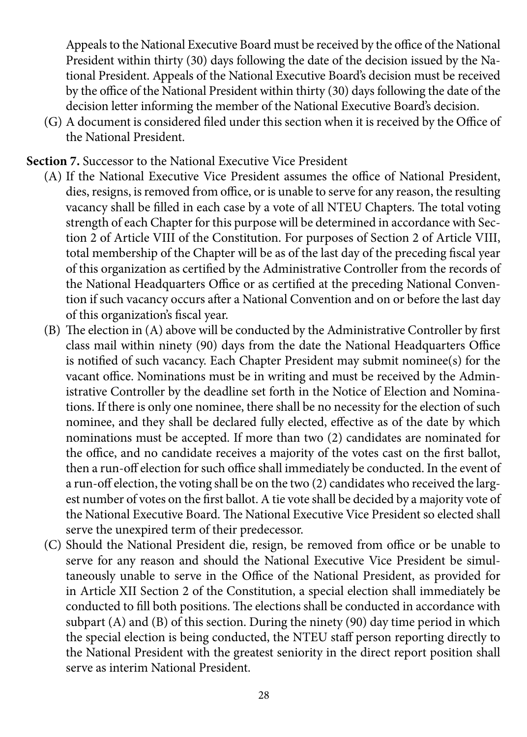Appeals to the National Executive Board must be received by the office of the National President within thirty (30) days following the date of the decision issued by the National President. Appeals of the National Executive Board's decision must be received by the office of the National President within thirty (30) days following the date of the decision letter informing the member of the National Executive Board's decision.

(G) A document is considered filed under this section when it is received by the Office of the National President.

**Section 7.** Successor to the National Executive Vice President

(A) If the National Executive Vice President assumes the office of National President, dies, resigns, is removed from office, or is unable to serve for any reason, the resulting vacancy shall be filled in each case by a vote of all NTEU Chapters. The total voting strength of each Chapter for this purpose will be determined in accordance with Section 2 of Article VIII of the Constitution. For purposes of Section 2 of Article VIII, total membership of the Chapter will be as of the last day of the preceding fiscal year of this organization as certified by the Administrative Controller from the records of the National Headquarters Office or as certified at the preceding National Convention if such vacancy occurs after a National Convention and on or before the last day of this organization's fiscal year.

(B) The election in (A) above will be conducted by the Administrative Controller by first class mail within ninety (90) days from the date the National Headquarters Office is notified of such vacancy. Each Chapter President may submit nominee(s) for the vacant office. Nominations must be in writing and must be received by the Administrative Controller by the deadline set forth in the Notice of Election and Nominations. If there is only one nominee, there shall be no necessity for the election of such nominee, and they shall be declared fully elected, effective as of the date by which nominations must be accepted. If more than two (2) candidates are nominated for the office, and no candidate receives a majority of the votes cast on the first ballot, then a run-off election for such office shall immediately be conducted. In the event of a run-off election, the voting shall be on the two (2) candidates who received the largest number of votes on the first ballot. A tie vote shall be decided by a majority vote of the National Executive Board. The National Executive Vice President so elected shall serve the unexpired term of their predecessor.

(C) Should the National President die, resign, be removed from office or be unable to serve for any reason and should the National Executive Vice President be simultaneously unable to serve in the Office of the National President, as provided for in Article XII Section 2 of the Constitution, a special election shall immediately be conducted to fill both positions. The elections shall be conducted in accordance with subpart (A) and (B) of this section. During the ninety (90) day time period in which the special election is being conducted, the NTEU staff person reporting directly to the National President with the greatest seniority in the direct report position shall serve as interim National President.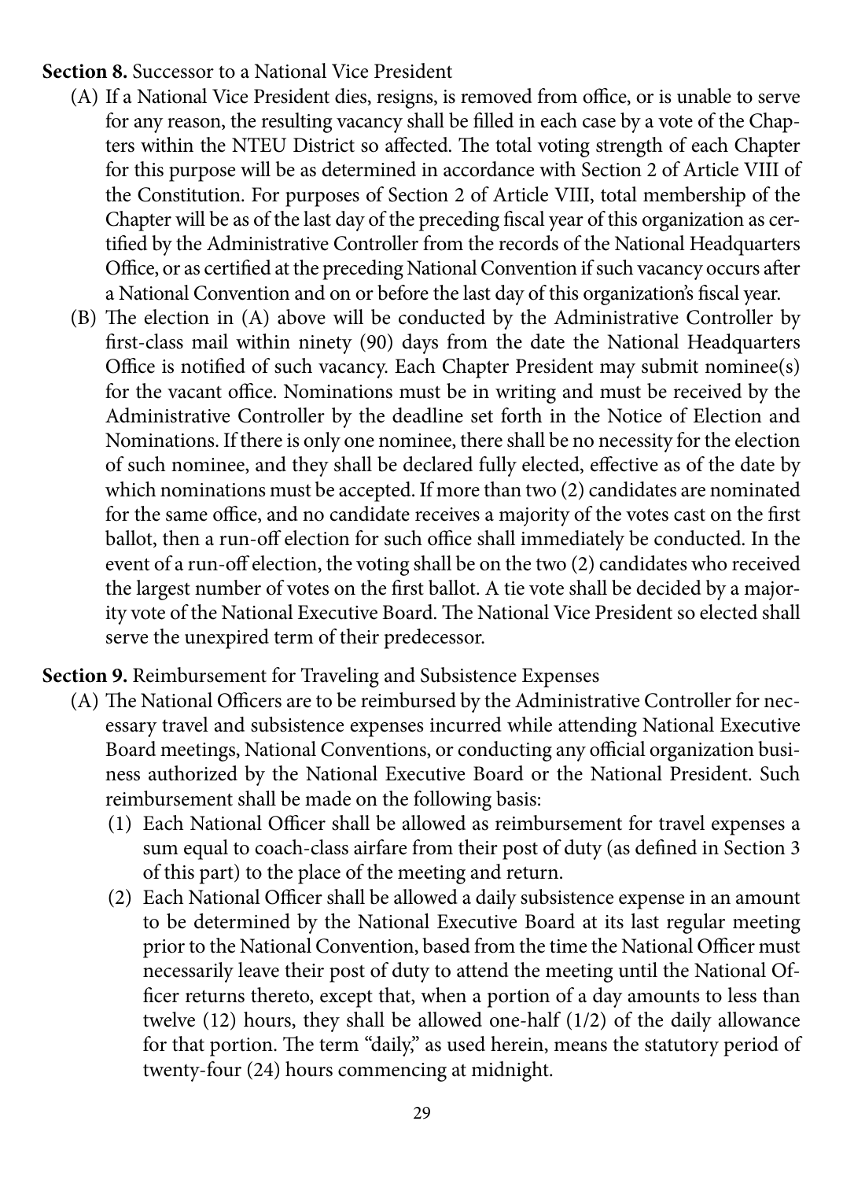**Section 8.** Successor to a National Vice President

(A) If a National Vice President dies, resigns, is removed from office, or is unable to serve for any reason, the resulting vacancy shall be filled in each case by a vote of the Chapters within the NTEU District so affected. The total voting strength of each Chapter for this purpose will be as determined in accordance with Section 2 of Article VIII of the Constitution. For purposes of Section 2 of Article VIII, total membership of the Chapter will be as of the last day of the preceding fiscal year of this organization as certified by the Administrative Controller from the records of the National Headquarters Office, or as certified at the preceding National Convention if such vacancy occurs after a National Convention and on or before the last day of this organization's fiscal year.

(B) The election in (A) above will be conducted by the Administrative Controller by first-class mail within ninety (90) days from the date the National Headquarters Office is notified of such vacancy. Each Chapter President may submit nominee(s) for the vacant office. Nominations must be in writing and must be received by the Administrative Controller by the deadline set forth in the Notice of Election and Nominations. If there is only one nominee, there shall be no necessity for the election of such nominee, and they shall be declared fully elected, effective as of the date by which nominations must be accepted. If more than two (2) candidates are nominated for the same office, and no candidate receives a majority of the votes cast on the first ballot, then a run-off election for such office shall immediately be conducted. In the event of a run-off election, the voting shall be on the two (2) candidates who received the largest number of votes on the first ballot. A tie vote shall be decided by a majority vote of the National Executive Board. The National Vice President so elected shall serve the unexpired term of their predecessor.

**Section 9.** Reimbursement for Traveling and Subsistence Expenses

(A) The National Officers are to be reimbursed by the Administrative Controller for necessary travel and subsistence expenses incurred while attending National Executive Board meetings, National Conventions, or conducting any official organization business authorized by the National Executive Board or the National President. Such reimbursement shall be made on the following basis:

(1) Each National Officer shall be allowed as reimbursement for travel expenses a sum equal to coach-class airfare from their post of duty (as defined in Section 3 of this part) to the place of the meeting and return.

(2) Each National Officer shall be allowed a daily subsistence expense in an amount to be determined by the National Executive Board at its last regular meeting prior to the National Convention, based from the time the National Officer must necessarily leave their post of duty to attend the meeting until the National Officer returns thereto, except that, when a portion of a day amounts to less than twelve (12) hours, they shall be allowed one-half (1/2) of the daily allowance for that portion. The term "daily," as used herein, means the statutory period of twenty-four (24) hours commencing at midnight.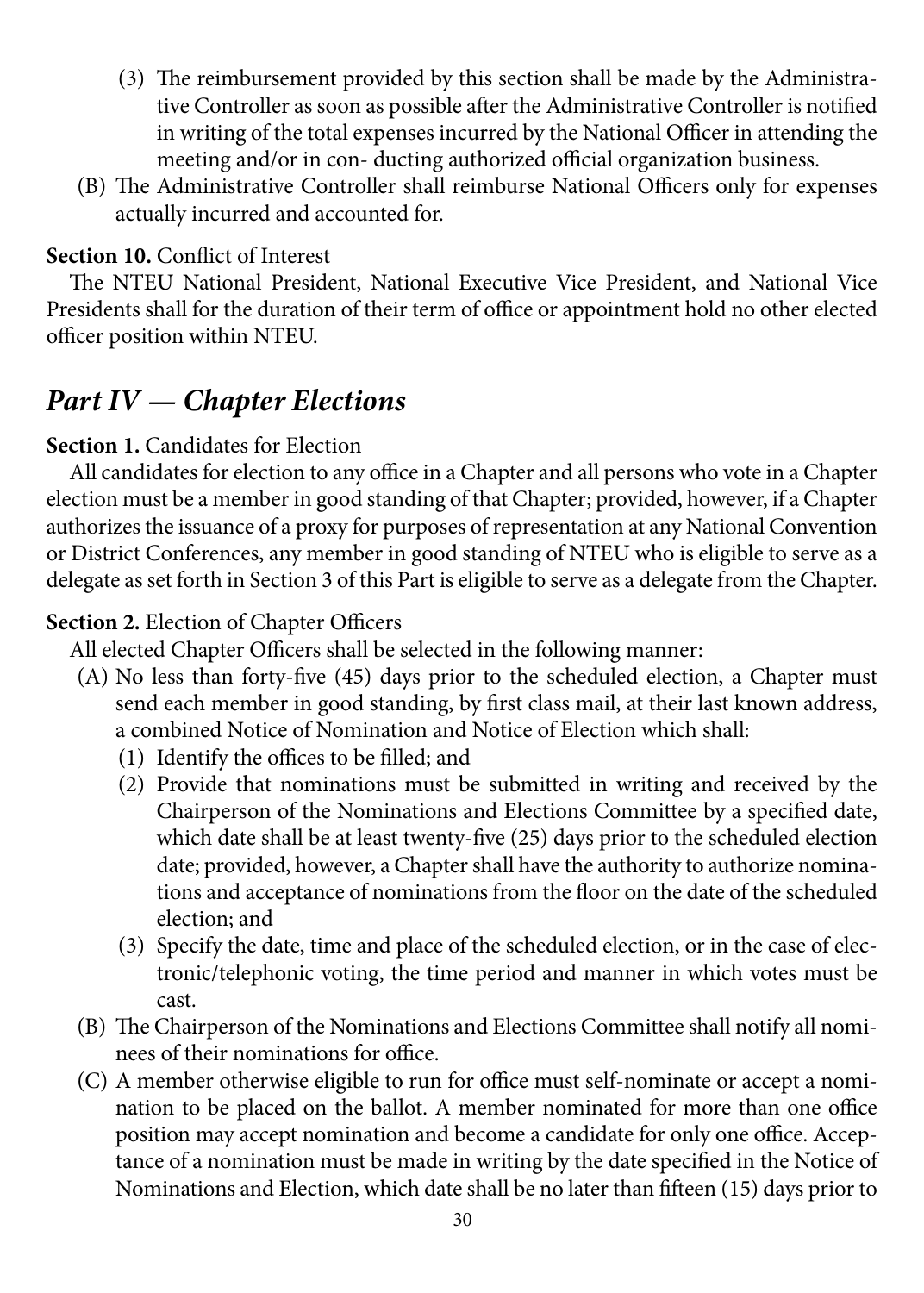(3) The reimbursement provided by this section shall be made by the Administrative Controller as soon as possible after the Administrative Controller is notified in writing of the total expenses incurred by the National Officer in attending the meeting and/or in con- ducting authorized official organization business.

(B) The Administrative Controller shall reimburse National Officers only for expenses actually incurred and accounted for.

**Section 10.** Conflict of Interest

The NTEU National President, National Executive Vice President, and National Vice Presidents shall for the duration of their term of office or appointment hold no other elected officer position within NTEU.

## *Part IV — Chapter Elections*

**Section 1.** Candidates for Election

All candidates for election to any office in a Chapter and all persons who vote in a Chapter election must be a member in good standing of that Chapter; provided, however, if a Chapter authorizes the issuance of a proxy for purposes of representation at any National Convention or District Conferences, any member in good standing of NTEU who is eligible to serve as a delegate as set forth in Section 3 of this Part is eligible to serve as a delegate from the Chapter.

**Section 2.** Election of Chapter Officers

All elected Chapter Officers shall be selected in the following manner:

(A) No less than forty-five (45) days prior to the scheduled election, a Chapter must send each member in good standing, by first class mail, at their last known address, a combined Notice of Nomination and Notice of Election which shall:

(1) Identify the offices to be filled; and

(2) Provide that nominations must be submitted in writing and received by the Chairperson of the Nominations and Elections Committee by a specified date, which date shall be at least twenty-five (25) days prior to the scheduled election date; provided, however, a Chapter shall have the authority to authorize nominations and acceptance of nominations from the floor on the date of the scheduled election; and

(3) Specify the date, time and place of the scheduled election, or in the case of electronic/telephonic voting, the time period and manner in which votes must be cast.

(B) The Chairperson of the Nominations and Elections Committee shall notify all nominees of their nominations for office.

(C) A member otherwise eligible to run for office must self-nominate or accept a nomination to be placed on the ballot. A member nominated for more than one office position may accept nomination and become a candidate for only one office. Acceptance of a nomination must be made in writing by the date specified in the Notice of Nominations and Election, which date shall be no later than fifteen (15) days prior to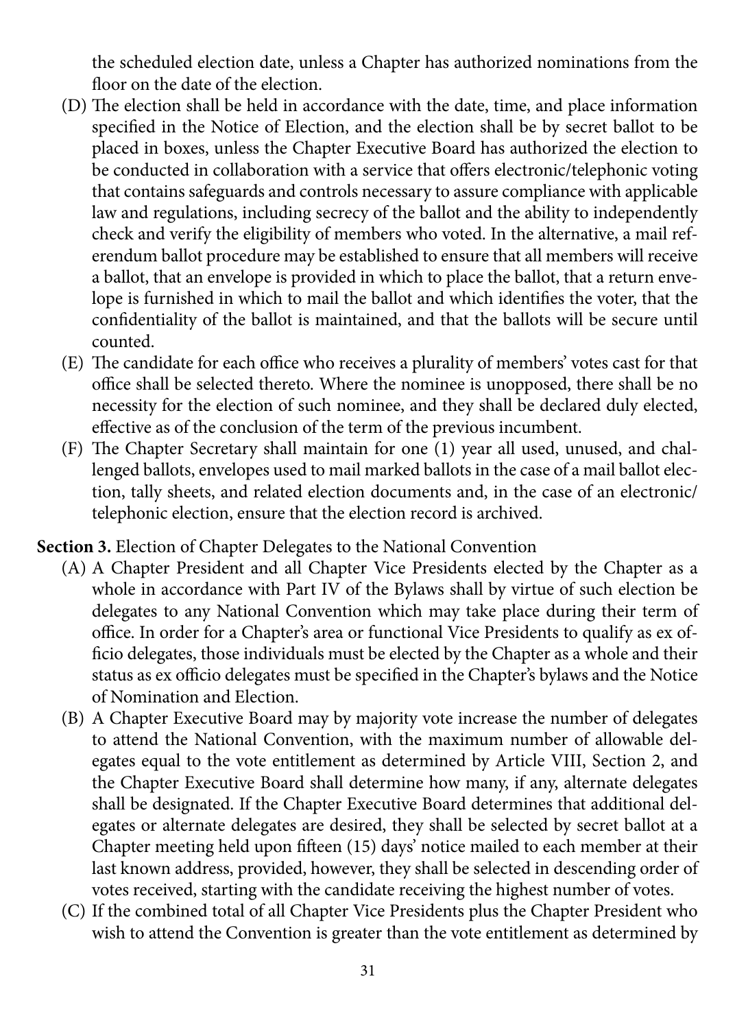the scheduled election date, unless a Chapter has authorized nominations from the floor on the date of the election.

(D) The election shall be held in accordance with the date, time, and place information specified in the Notice of Election, and the election shall be by secret ballot to be placed in boxes, unless the Chapter Executive Board has authorized the election to be conducted in collaboration with a service that offers electronic/telephonic voting that contains safeguards and controls necessary to assure compliance with applicable law and regulations, including secrecy of the ballot and the ability to independently check and verify the eligibility of members who voted. In the alternative, a mail referendum ballot procedure may be established to ensure that all members will receive a ballot, that an envelope is provided in which to place the ballot, that a return envelope is furnished in which to mail the ballot and which identifies the voter, that the confidentiality of the ballot is maintained, and that the ballots will be secure until counted.

(E) The candidate for each office who receives a plurality of members' votes cast for that office shall be selected thereto. Where the nominee is unopposed, there shall be no necessity for the election of such nominee, and they shall be declared duly elected, effective as of the conclusion of the term of the previous incumbent.

(F) The Chapter Secretary shall maintain for one (1) year all used, unused, and challenged ballots, envelopes used to mail marked ballots in the case of a mail ballot election, tally sheets, and related election documents and, in the case of an electronic/telephonic election, ensure that the election record is archived.

**Section 3.** Election of Chapter Delegates to the National Convention

(A) A Chapter President and all Chapter Vice Presidents elected by the Chapter as a whole in accordance with Part IV of the Bylaws shall by virtue of such election be delegates to any National Convention which may take place during their term of office. In order for a Chapter's area or functional Vice Presidents to qualify as ex officio delegates, those individuals must be elected by the Chapter as a whole and their status as ex officio delegates must be specified in the Chapter's bylaws and the Notice of Nomination and Election.

(B) A Chapter Executive Board may by majority vote increase the number of delegates to attend the National Convention, with the maximum number of allowable delegates equal to the vote entitlement as determined by Article VIII, Section 2, and the Chapter Executive Board shall determine how many, if any, alternate delegates shall be designated. If the Chapter Executive Board determines that additional delegates or alternate delegates are desired, they shall be selected by secret ballot at a Chapter meeting held upon fifteen (15) days' notice mailed to each member at their last known address, provided, however, they shall be selected in descending order of votes received, starting with the candidate receiving the highest number of votes.

(C) If the combined total of all Chapter Vice Presidents plus the Chapter President who wish to attend the Convention is greater than the vote entitlement as determined by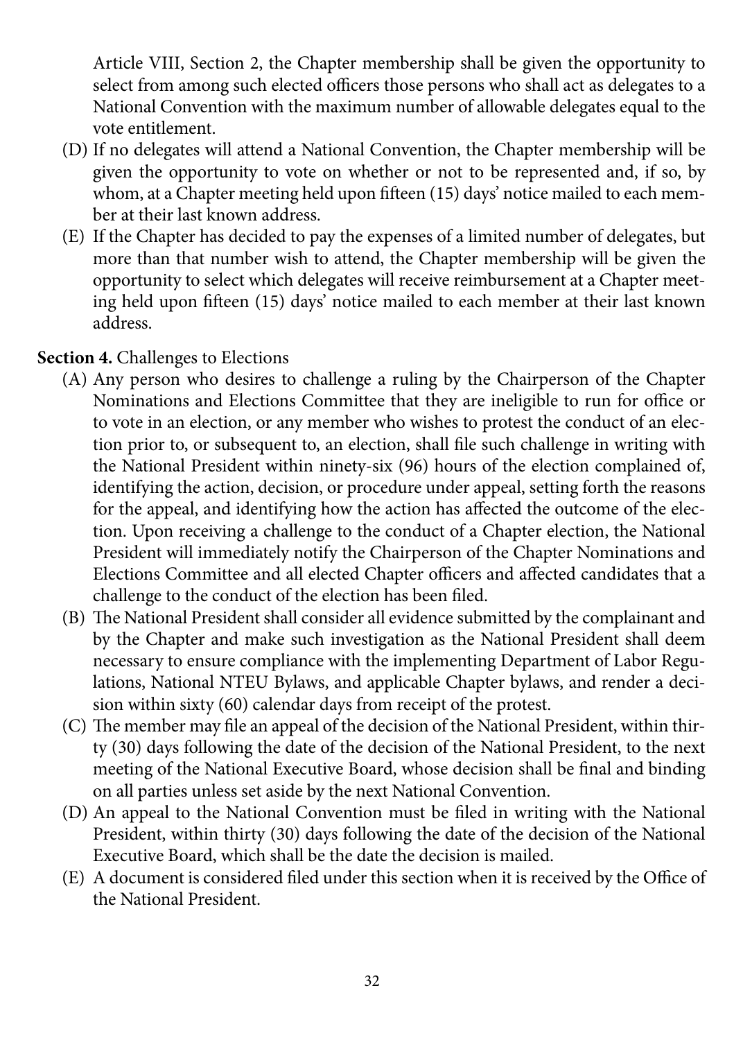Article VIII, Section 2, the Chapter membership shall be given the opportunity to select from among such elected officers those persons who shall act as delegates to a National Convention with the maximum number of allowable delegates equal to the vote entitlement.

(D) If no delegates will attend a National Convention, the Chapter membership will be given the opportunity to vote on whether or not to be represented and, if so, by whom, at a Chapter meeting held upon fifteen (15) days' notice mailed to each member at their last known address.

(E) If the Chapter has decided to pay the expenses of a limited number of delegates, but more than that number wish to attend, the Chapter membership will be given the opportunity to select which delegates will receive reimbursement at a Chapter meeting held upon fifteen (15) days' notice mailed to each member at their last known address.

**Section 4.** Challenges to Elections

(A) Any person who desires to challenge a ruling by the Chairperson of the Chapter Nominations and Elections Committee that they are ineligible to run for office or to vote in an election, or any member who wishes to protest the conduct of an election prior to, or subsequent to, an election, shall file such challenge in writing with the National President within ninety-six (96) hours of the election complained of, identifying the action, decision, or procedure under appeal, setting forth the reasons for the appeal, and identifying how the action has affected the outcome of the election. Upon receiving a challenge to the conduct of a Chapter election, the National President will immediately notify the Chairperson of the Chapter Nominations and Elections Committee and all elected Chapter officers and affected candidates that a challenge to the conduct of the election has been filed.

(B) The National President shall consider all evidence submitted by the complainant and by the Chapter and make such investigation as the National President shall deem necessary to ensure compliance with the implementing Department of Labor Regulations, National NTEU Bylaws, and applicable Chapter bylaws, and render a decision within sixty (60) calendar days from receipt of the protest.

(C) The member may file an appeal of the decision of the National President, within thirty (30) days following the date of the decision of the National President, to the next meeting of the National Executive Board, whose decision shall be final and binding on all parties unless set aside by the next National Convention.

(D) An appeal to the National Convention must be filed in writing with the National President, within thirty (30) days following the date of the decision of the National Executive Board, which shall be the date the decision is mailed.

(E) A document is considered filed under this section when it is received by the Office of the National President.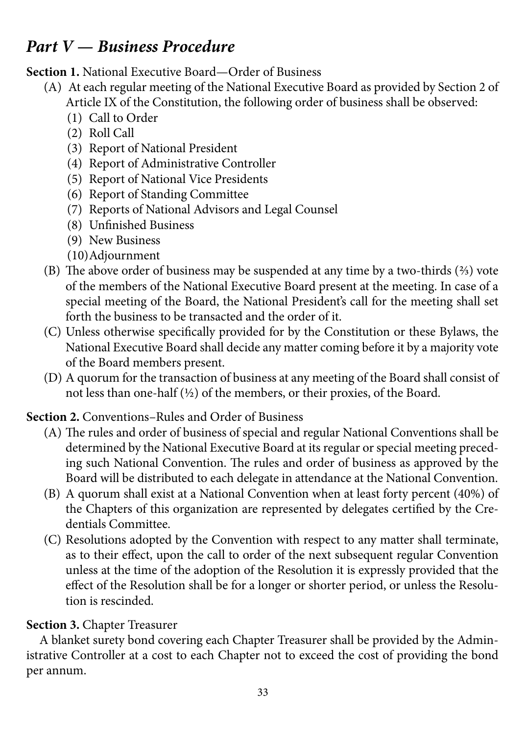## *Part V — Business Procedure*

**Section 1.** National Executive Board—Order of Business

(A) At each regular meeting of the National Executive Board as provided by Section 2 of Article IX of the Constitution, the following order of business shall be observed:

(1) Call to Order
(2) Roll Call
(3) Report of National President
(4) Report of Administrative Controller
(5) Report of National Vice Presidents
(6) Report of Standing Committee
(7) Reports of National Advisors and Legal Counsel
(8) Unfinished Business
(9) New Business
(10) Adjournment

(B) The above order of business may be suspended at any time by a two-thirds (⅔) vote of the members of the National Executive Board present at the meeting. In case of a special meeting of the Board, the National President's call for the meeting shall set forth the business to be transacted and the order of it.

(C) Unless otherwise specifically provided for by the Constitution or these Bylaws, the National Executive Board shall decide any matter coming before it by a majority vote of the Board members present.

(D) A quorum for the transaction of business at any meeting of the Board shall consist of not less than one-half (½) of the members, or their proxies, of the Board.

**Section 2.** Conventions–Rules and Order of Business

(A) The rules and order of business of special and regular National Conventions shall be determined by the National Executive Board at its regular or special meeting preceding such National Convention. The rules and order of business as approved by the Board will be distributed to each delegate in attendance at the National Convention.

(B) A quorum shall exist at a National Convention when at least forty percent (40%) of the Chapters of this organization are represented by delegates certified by the Credentials Committee.

(C) Resolutions adopted by the Convention with respect to any matter shall terminate, as to their effect, upon the call to order of the next subsequent regular Convention unless at the time of the adoption of the Resolution it is expressly provided that the effect of the Resolution shall be for a longer or shorter period, or unless the Resolution is rescinded.

**Section 3.** Chapter Treasurer

A blanket surety bond covering each Chapter Treasurer shall be provided by the Administrative Controller at a cost to each Chapter not to exceed the cost of providing the bond per annum.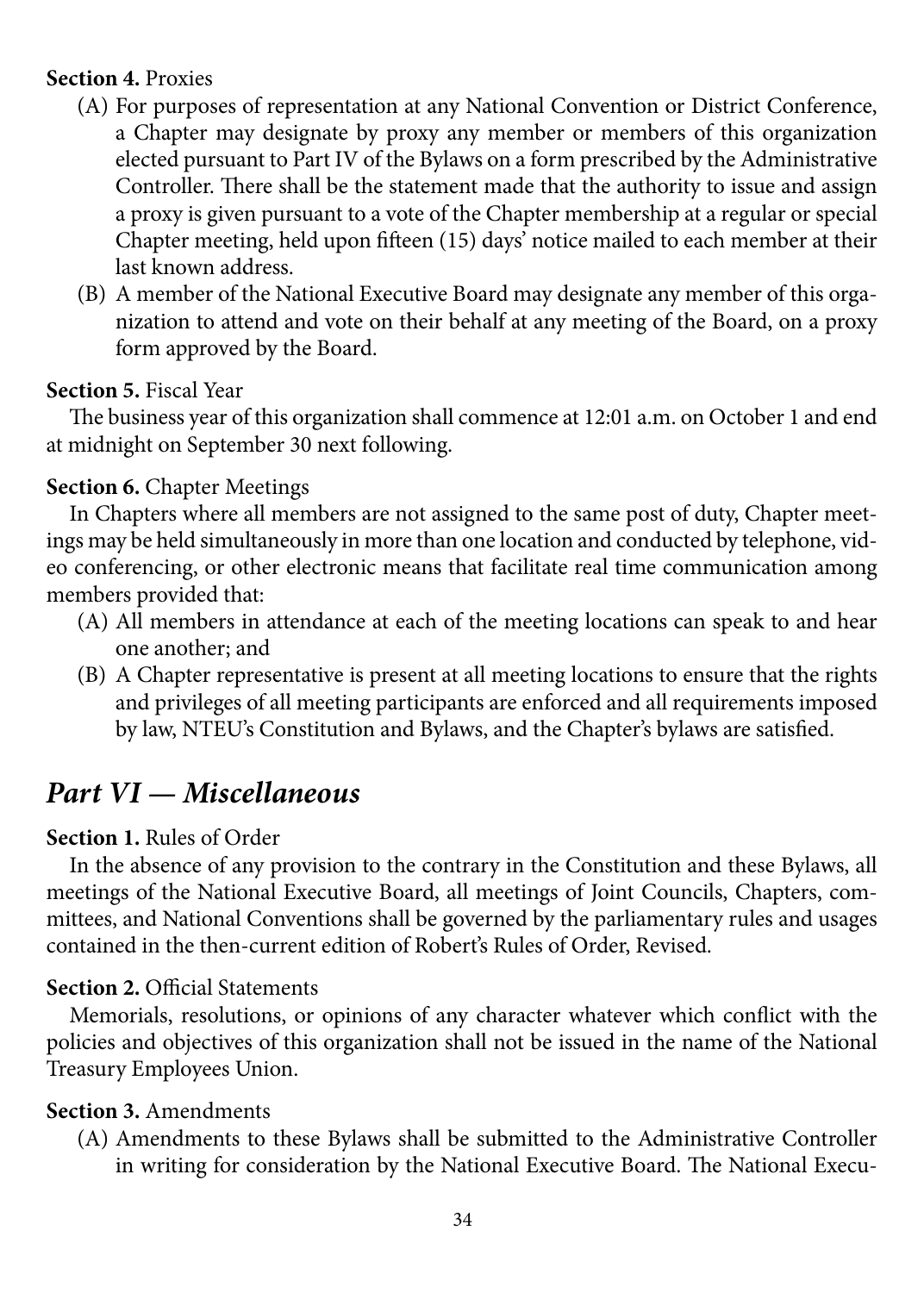**Section 4.** Proxies

(A) For purposes of representation at any National Convention or District Conference, a Chapter may designate by proxy any member or members of this organization elected pursuant to Part IV of the Bylaws on a form prescribed by the Administrative Controller. There shall be the statement made that the authority to issue and assign a proxy is given pursuant to a vote of the Chapter membership at a regular or special Chapter meeting, held upon fifteen (15) days' notice mailed to each member at their last known address.

(B) A member of the National Executive Board may designate any member of this organization to attend and vote on their behalf at any meeting of the Board, on a proxy form approved by the Board.

**Section 5.** Fiscal Year

The business year of this organization shall commence at 12:01 a.m. on October 1 and end at midnight on September 30 next following.

**Section 6.** Chapter Meetings

In Chapters where all members are not assigned to the same post of duty, Chapter meetings may be held simultaneously in more than one location and conducted by telephone, video conferencing, or other electronic means that facilitate real time communication among members provided that:

(A) All members in attendance at each of the meeting locations can speak to and hear one another; and

(B) A Chapter representative is present at all meeting locations to ensure that the rights and privileges of all meeting participants are enforced and all requirements imposed by law, NTEU's Constitution and Bylaws, and the Chapter's bylaws are satisfied.

## *Part VI — Miscellaneous*

**Section 1.** Rules of Order

In the absence of any provision to the contrary in the Constitution and these Bylaws, all meetings of the National Executive Board, all meetings of Joint Councils, Chapters, committees, and National Conventions shall be governed by the parliamentary rules and usages contained in the then-current edition of Robert's Rules of Order, Revised.

**Section 2.** Official Statements

Memorials, resolutions, or opinions of any character whatever which conflict with the policies and objectives of this organization shall not be issued in the name of the National Treasury Employees Union.

**Section 3.** Amendments

(A) Amendments to these Bylaws shall be submitted to the Administrative Controller in writing for consideration by the National Executive Board. The National Execu-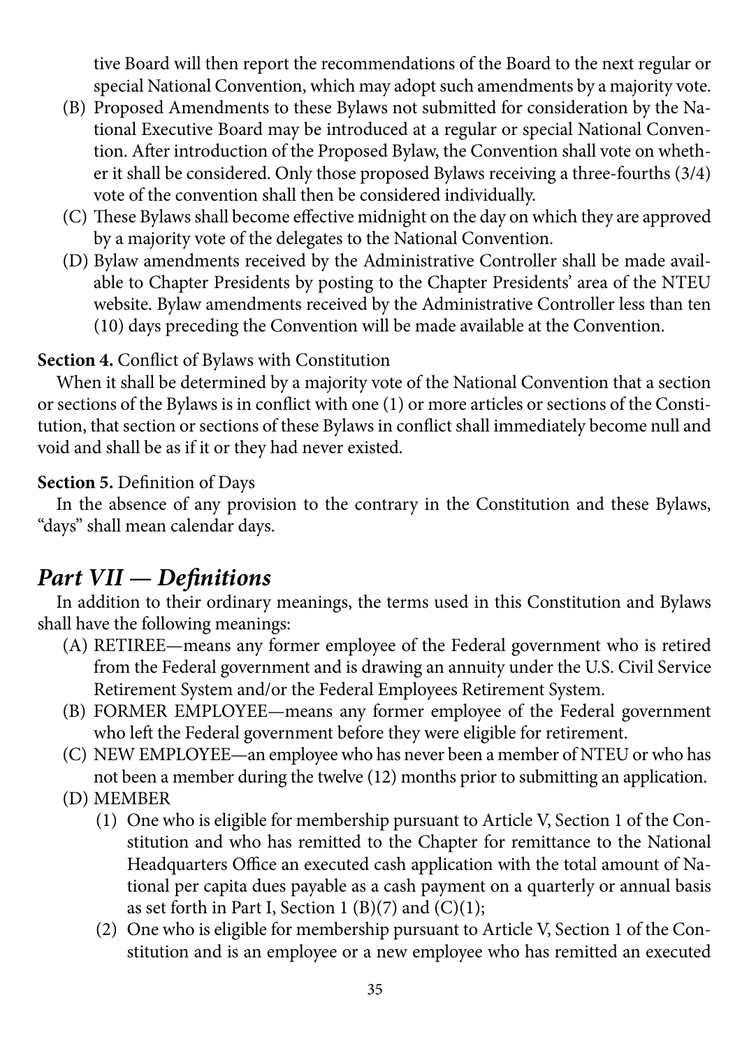tive Board will then report the recommendations of the Board to the next regular or special National Convention, which may adopt such amendments by a majority vote.

(B) Proposed Amendments to these Bylaws not submitted for consideration by the National Executive Board may be introduced at a regular or special National Convention. After introduction of the Proposed Bylaw, the Convention shall vote on whether it shall be considered. Only those proposed Bylaws receiving a three-fourths (3/4) vote of the convention shall then be considered individually.

(C) These Bylaws shall become effective midnight on the day on which they are approved by a majority vote of the delegates to the National Convention.

(D) Bylaw amendments received by the Administrative Controller shall be made available to Chapter Presidents by posting to the Chapter Presidents' area of the NTEU website. Bylaw amendments received by the Administrative Controller less than ten (10) days preceding the Convention will be made available at the Convention.

**Section 4.** Conflict of Bylaws with Constitution

When it shall be determined by a majority vote of the National Convention that a section or sections of the Bylaws is in conflict with one (1) or more articles or sections of the Constitution, that section or sections of these Bylaws in conflict shall immediately become null and void and shall be as if it or they had never existed.

**Section 5.** Definition of Days

In the absence of any provision to the contrary in the Constitution and these Bylaws, "days" shall mean calendar days.

## *Part VII — Definitions*

In addition to their ordinary meanings, the terms used in this Constitution and Bylaws shall have the following meanings:

(A) RETIREE—means any former employee of the Federal government who is retired from the Federal government and is drawing an annuity under the U.S. Civil Service Retirement System and/or the Federal Employees Retirement System.

(B) FORMER EMPLOYEE—means any former employee of the Federal government who left the Federal government before they were eligible for retirement.

(C) NEW EMPLOYEE—an employee who has never been a member of NTEU or who has not been a member during the twelve (12) months prior to submitting an application.

(D) MEMBER

(1) One who is eligible for membership pursuant to Article V, Section 1 of the Constitution and who has remitted to the Chapter for remittance to the National Headquarters Office an executed cash application with the total amount of National per capita dues payable as a cash payment on a quarterly or annual basis as set forth in Part I, Section 1 (B)(7) and (C)(1);

(2) One who is eligible for membership pursuant to Article V, Section 1 of the Constitution and is an employee or a new employee who has remitted an executed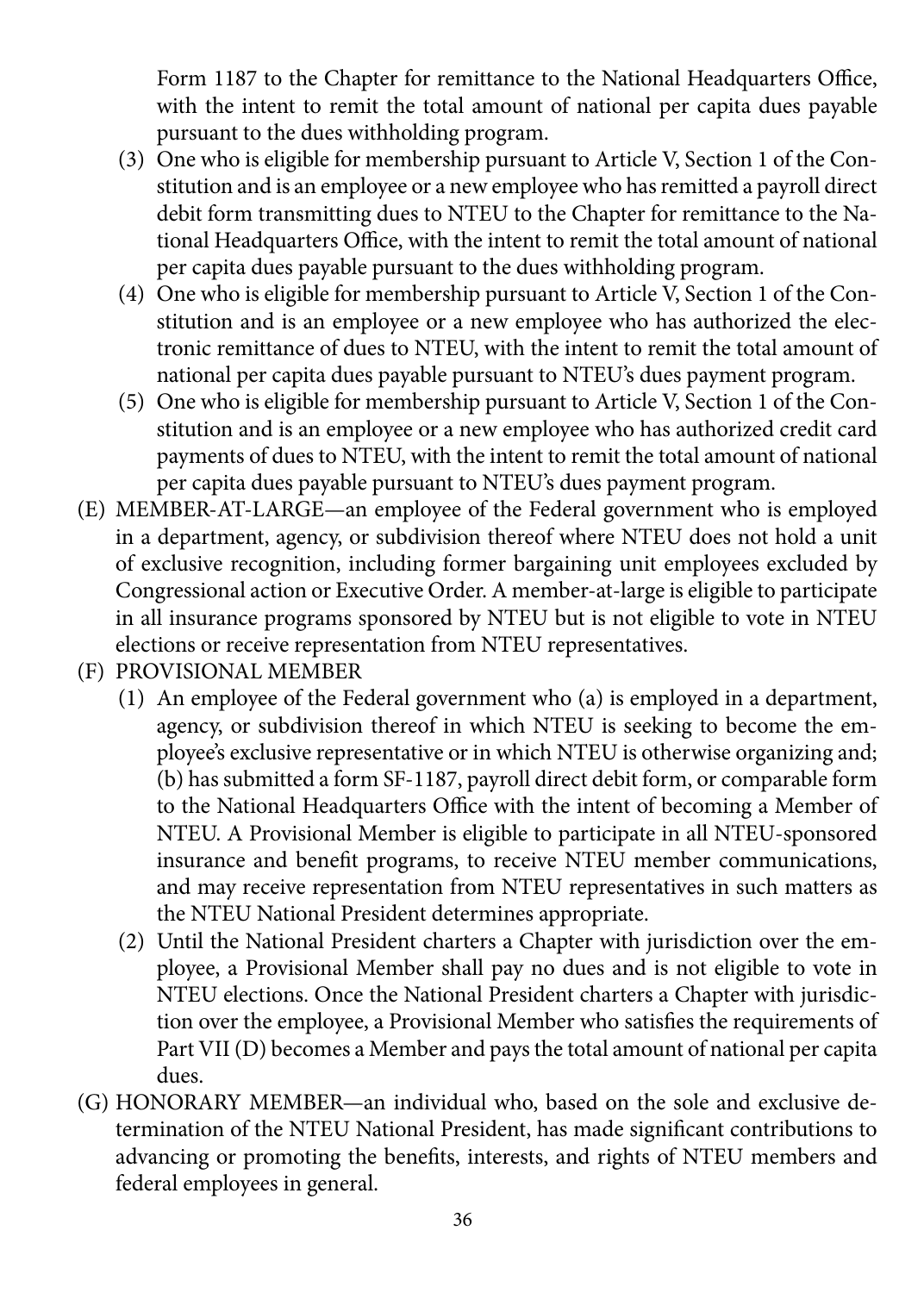Form 1187 to the Chapter for remittance to the National Headquarters Office, with the intent to remit the total amount of national per capita dues payable pursuant to the dues withholding program.

(3) One who is eligible for membership pursuant to Article V, Section 1 of the Constitution and is an employee or a new employee who has remitted a payroll direct debit form transmitting dues to NTEU to the Chapter for remittance to the National Headquarters Office, with the intent to remit the total amount of national per capita dues payable pursuant to the dues withholding program.

(4) One who is eligible for membership pursuant to Article V, Section 1 of the Constitution and is an employee or a new employee who has authorized the electronic remittance of dues to NTEU, with the intent to remit the total amount of national per capita dues payable pursuant to NTEU's dues payment program.

(5) One who is eligible for membership pursuant to Article V, Section 1 of the Constitution and is an employee or a new employee who has authorized credit card payments of dues to NTEU, with the intent to remit the total amount of national per capita dues payable pursuant to NTEU's dues payment program.

(E) MEMBER-AT-LARGE—an employee of the Federal government who is employed in a department, agency, or subdivision thereof where NTEU does not hold a unit of exclusive recognition, including former bargaining unit employees excluded by Congressional action or Executive Order. A member-at-large is eligible to participate in all insurance programs sponsored by NTEU but is not eligible to vote in NTEU elections or receive representation from NTEU representatives.

(F) PROVISIONAL MEMBER

(1) An employee of the Federal government who (a) is employed in a department, agency, or subdivision thereof in which NTEU is seeking to become the employee's exclusive representative or in which NTEU is otherwise organizing and; (b) has submitted a form SF-1187, payroll direct debit form, or comparable form to the National Headquarters Office with the intent of becoming a Member of NTEU. A Provisional Member is eligible to participate in all NTEU-sponsored insurance and benefit programs, to receive NTEU member communications, and may receive representation from NTEU representatives in such matters as the NTEU National President determines appropriate.

(2) Until the National President charters a Chapter with jurisdiction over the employee, a Provisional Member shall pay no dues and is not eligible to vote in NTEU elections. Once the National President charters a Chapter with jurisdiction over the employee, a Provisional Member who satisfies the requirements of Part VII (D) becomes a Member and pays the total amount of national per capita dues.

(G) HONORARY MEMBER—an individual who, based on the sole and exclusive determination of the NTEU National President, has made significant contributions to advancing or promoting the benefits, interests, and rights of NTEU members and federal employees in general.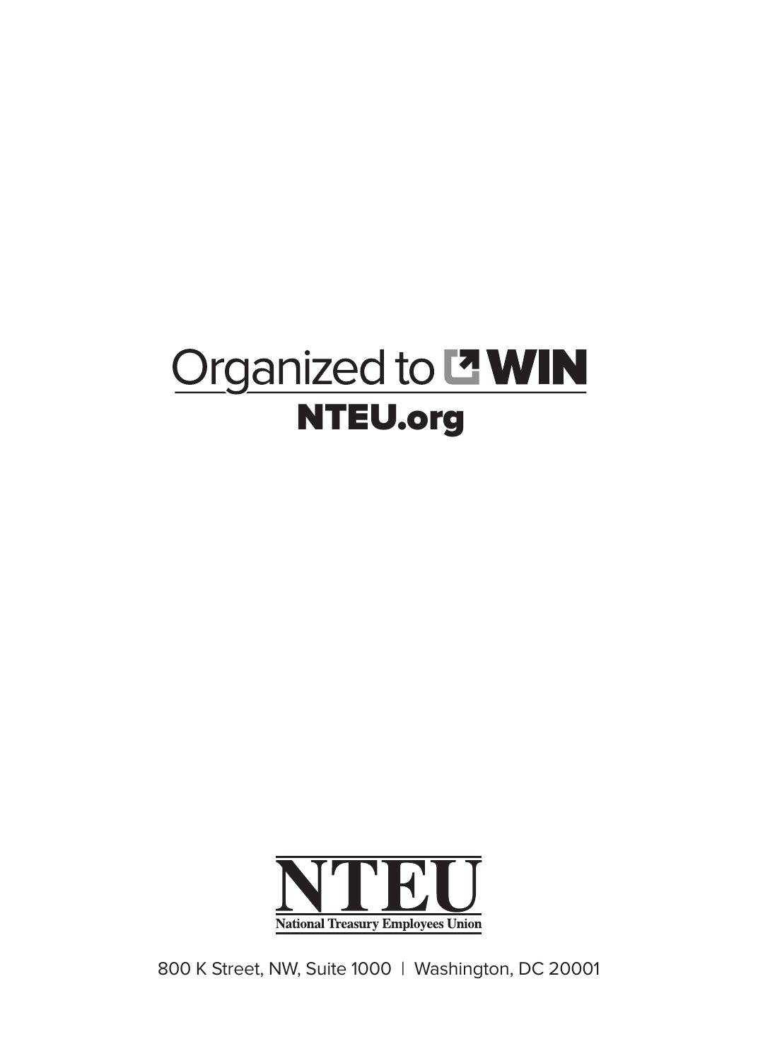Organized to WIN

NTEU.org

NTEU

National Treasury Employees Union

800 K Street, NW, Suite 1000 | Washington, DC 20001